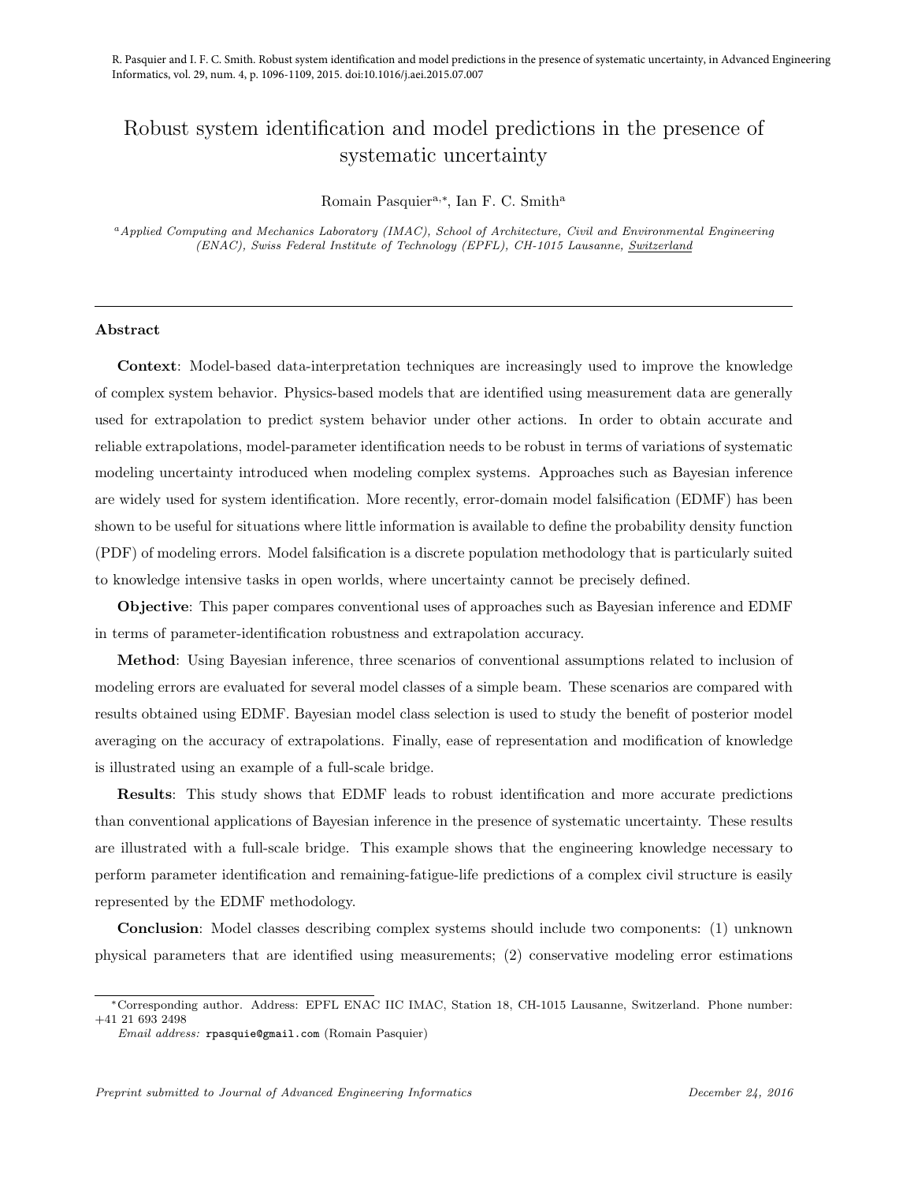R. Pasquier and I. F. C. Smith. Robust system identification and model predictions in the presence of systematic uncertainty, in Advanced Engineering Informatics, vol. 29, num. 4, p. 1096-1109, 2015. doi:10.1016/j.aei.2015.07.007

# Robust system identification and model predictions in the presence of systematic uncertainty

Romain Pasquier[a,*], Ian F. C. Smith[a]

[a] *Applied Computing and Mechanics Laboratory (IMAC), School of Architecture, Civil and Environmental Engineering (ENAC), Swiss Federal Institute of Technology (EPFL), CH-1015 Lausanne, Switzerland*

## Abstract

**Context**: Model-based data-interpretation techniques are increasingly used to improve the knowledge of complex system behavior. Physics-based models that are identified using measurement data are generally used for extrapolation to predict system behavior under other actions. In order to obtain accurate and reliable extrapolations, model-parameter identification needs to be robust in terms of variations of systematic modeling uncertainty introduced when modeling complex systems. Approaches such as Bayesian inference are widely used for system identification. More recently, error-domain model falsification (EDMF) has been shown to be useful for situations where little information is available to define the probability density function (PDF) of modeling errors. Model falsification is a discrete population methodology that is particularly suited to knowledge intensive tasks in open worlds, where uncertainty cannot be precisely defined.

**Objective**: This paper compares conventional uses of approaches such as Bayesian inference and EDMF in terms of parameter-identification robustness and extrapolation accuracy.

**Method**: Using Bayesian inference, three scenarios of conventional assumptions related to inclusion of modeling errors are evaluated for several model classes of a simple beam. These scenarios are compared with results obtained using EDMF. Bayesian model class selection is used to study the benefit of posterior model averaging on the accuracy of extrapolations. Finally, ease of representation and modification of knowledge is illustrated using an example of a full-scale bridge.

**Results**: This study shows that EDMF leads to robust identification and more accurate predictions than conventional applications of Bayesian inference in the presence of systematic uncertainty. These results are illustrated with a full-scale bridge. This example shows that the engineering knowledge necessary to perform parameter identification and remaining-fatigue-life predictions of a complex civil structure is easily represented by the EDMF methodology.

**Conclusion**: Model classes describing complex systems should include two components: (1) unknown physical parameters that are identified using measurements; (2) conservative modeling error estimations

---

*Corresponding author. Address: EPFL ENAC IIC IMAC, Station 18, CH-1015 Lausanne, Switzerland. Phone number: +41 21 693 2498

*Email address:* rpasquie@gmail.com (Romain Pasquier)

*Preprint submitted to Journal of Advanced Engineering Informatics* December 24, 2016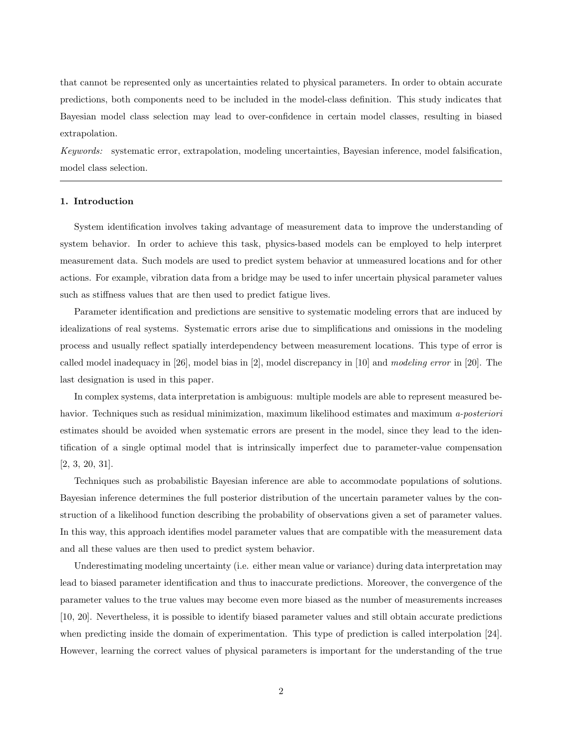that cannot be represented only as uncertainties related to physical parameters. In order to obtain accurate predictions, both components need to be included in the model-class definition. This study indicates that Bayesian model class selection may lead to over-confidence in certain model classes, resulting in biased extrapolation.

*Keywords:* systematic error, extrapolation, modeling uncertainties, Bayesian inference, model falsification, model class selection.

---

## 1. Introduction

System identification involves taking advantage of measurement data to improve the understanding of system behavior. In order to achieve this task, physics-based models can be employed to help interpret measurement data. Such models are used to predict system behavior at unmeasured locations and for other actions. For example, vibration data from a bridge may be used to infer uncertain physical parameter values such as stiffness values that are then used to predict fatigue lives.

Parameter identification and predictions are sensitive to systematic modeling errors that are induced by idealizations of real systems. Systematic errors arise due to simplifications and omissions in the modeling process and usually reflect spatially interdependency between measurement locations. This type of error is called model inadequacy in [26], model bias in [2], model discrepancy in [10] and *modeling error* in [20]. The last designation is used in this paper.

In complex systems, data interpretation is ambiguous: multiple models are able to represent measured behavior. Techniques such as residual minimization, maximum likelihood estimates and maximum *a-posteriori* estimates should be avoided when systematic errors are present in the model, since they lead to the identification of a single optimal model that is intrinsically imperfect due to parameter-value compensation [2, 3, 20, 31].

Techniques such as probabilistic Bayesian inference are able to accommodate populations of solutions. Bayesian inference determines the full posterior distribution of the uncertain parameter values by the construction of a likelihood function describing the probability of observations given a set of parameter values. In this way, this approach identifies model parameter values that are compatible with the measurement data and all these values are then used to predict system behavior.

Underestimating modeling uncertainty (i.e. either mean value or variance) during data interpretation may lead to biased parameter identification and thus to inaccurate predictions. Moreover, the convergence of the parameter values to the true values may become even more biased as the number of measurements increases [10, 20]. Nevertheless, it is possible to identify biased parameter values and still obtain accurate predictions when predicting inside the domain of experimentation. This type of prediction is called interpolation [24]. However, learning the correct values of physical parameters is important for the understanding of the true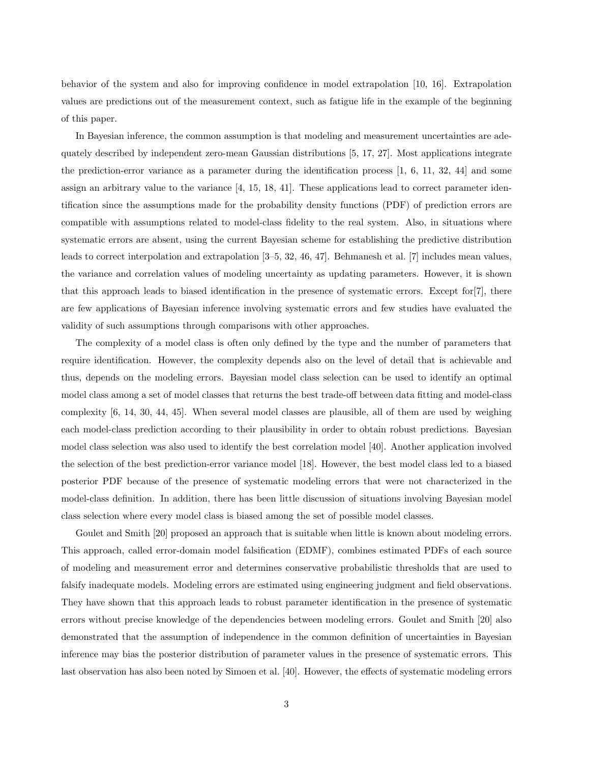behavior of the system and also for improving confidence in model extrapolation [10, 16]. Extrapolation values are predictions out of the measurement context, such as fatigue life in the example of the beginning of this paper.

In Bayesian inference, the common assumption is that modeling and measurement uncertainties are adequately described by independent zero-mean Gaussian distributions [5, 17, 27]. Most applications integrate the prediction-error variance as a parameter during the identification process [1, 6, 11, 32, 44] and some assign an arbitrary value to the variance [4, 15, 18, 41]. These applications lead to correct parameter identification since the assumptions made for the probability density functions (PDF) of prediction errors are compatible with assumptions related to model-class fidelity to the real system. Also, in situations where systematic errors are absent, using the current Bayesian scheme for establishing the predictive distribution leads to correct interpolation and extrapolation [3–5, 32, 46, 47]. Behmanesh et al. [7] includes mean values, the variance and correlation values of modeling uncertainty as updating parameters. However, it is shown that this approach leads to biased identification in the presence of systematic errors. Except for[7], there are few applications of Bayesian inference involving systematic errors and few studies have evaluated the validity of such assumptions through comparisons with other approaches.

The complexity of a model class is often only defined by the type and the number of parameters that require identification. However, the complexity depends also on the level of detail that is achievable and thus, depends on the modeling errors. Bayesian model class selection can be used to identify an optimal model class among a set of model classes that returns the best trade-off between data fitting and model-class complexity [6, 14, 30, 44, 45]. When several model classes are plausible, all of them are used by weighing each model-class prediction according to their plausibility in order to obtain robust predictions. Bayesian model class selection was also used to identify the best correlation model [40]. Another application involved the selection of the best prediction-error variance model [18]. However, the best model class led to a biased posterior PDF because of the presence of systematic modeling errors that were not characterized in the model-class definition. In addition, there has been little discussion of situations involving Bayesian model class selection where every model class is biased among the set of possible model classes.

Goulet and Smith [20] proposed an approach that is suitable when little is known about modeling errors. This approach, called error-domain model falsification (EDMF), combines estimated PDFs of each source of modeling and measurement error and determines conservative probabilistic thresholds that are used to falsify inadequate models. Modeling errors are estimated using engineering judgment and field observations. They have shown that this approach leads to robust parameter identification in the presence of systematic errors without precise knowledge of the dependencies between modeling errors. Goulet and Smith [20] also demonstrated that the assumption of independence in the common definition of uncertainties in Bayesian inference may bias the posterior distribution of parameter values in the presence of systematic errors. This last observation has also been noted by Simoen et al. [40]. However, the effects of systematic modeling errors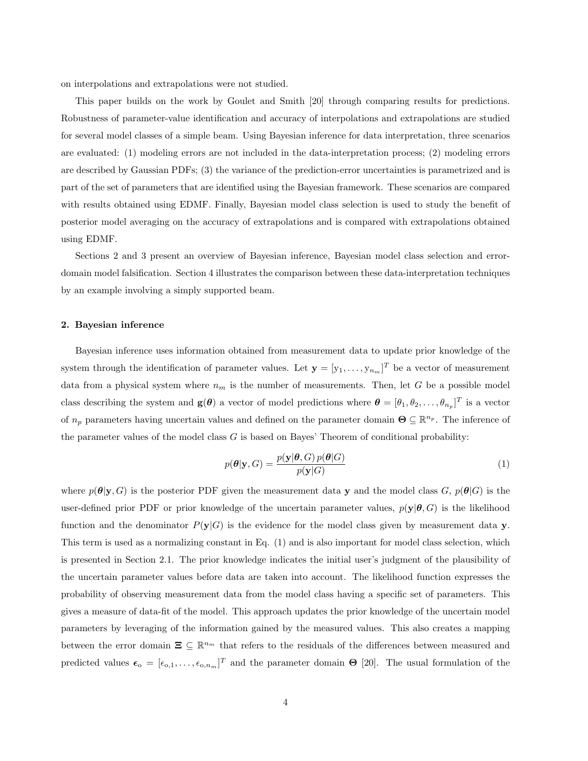on interpolations and extrapolations were not studied.

This paper builds on the work by Goulet and Smith [20] through comparing results for predictions. Robustness of parameter-value identification and accuracy of interpolations and extrapolations are studied for several model classes of a simple beam. Using Bayesian inference for data interpretation, three scenarios are evaluated: (1) modeling errors are not included in the data-interpretation process; (2) modeling errors are described by Gaussian PDFs; (3) the variance of the prediction-error uncertainties is parametrized and is part of the set of parameters that are identified using the Bayesian framework. These scenarios are compared with results obtained using EDMF. Finally, Bayesian model class selection is used to study the benefit of posterior model averaging on the accuracy of extrapolations and is compared with extrapolations obtained using EDMF.

Sections 2 and 3 present an overview of Bayesian inference, Bayesian model class selection and error-domain model falsification. Section 4 illustrates the comparison between these data-interpretation techniques by an example involving a simply supported beam.

## 2. Bayesian inference

Bayesian inference uses information obtained from measurement data to update prior knowledge of the system through the identification of parameter values. Let $\mathbf{y} = [\mathrm{y}_1, \ldots, \mathrm{y}_{n_m}]^T$ be a vector of measurement data from a physical system where $n_m$ is the number of measurements. Then, let $G$ be a possible model class describing the system and $\mathbf{g}(\boldsymbol{\theta})$ a vector of model predictions where $\boldsymbol{\theta} = [\theta_1, \theta_2, \ldots, \theta_{n_p}]^T$ is a vector of $n_p$ parameters having uncertain values and defined on the parameter domain $\boldsymbol{\Theta} \subseteq \mathbb{R}^{n_p}$. The inference of the parameter values of the model class $G$ is based on Bayes' Theorem of conditional probability:

$$p(\boldsymbol{\theta}|\mathbf{y}, G) = \frac{p(\mathbf{y}|\boldsymbol{\theta}, G)\, p(\boldsymbol{\theta}|G)}{p(\mathbf{y}|G)} \tag{1}$$

where $p(\boldsymbol{\theta}|\mathbf{y}, G)$ is the posterior PDF given the measurement data $\mathbf{y}$ and the model class $G$, $p(\boldsymbol{\theta}|G)$ is the user-defined prior PDF or prior knowledge of the uncertain parameter values, $p(\mathbf{y}|\boldsymbol{\theta}, G)$ is the likelihood function and the denominator $P(\mathbf{y}|G)$ is the evidence for the model class given by measurement data $\mathbf{y}$. This term is used as a normalizing constant in Eq. (1) and is also important for model class selection, which is presented in Section 2.1. The prior knowledge indicates the initial user's judgment of the plausibility of the uncertain parameter values before data are taken into account. The likelihood function expresses the probability of observing measurement data from the model class having a specific set of parameters. This gives a measure of data-fit of the model. This approach updates the prior knowledge of the uncertain model parameters by leveraging of the information gained by the measured values. This also creates a mapping between the error domain $\boldsymbol{\Xi} \subseteq \mathbb{R}^{n_m}$ that refers to the residuals of the differences between measured and predicted values $\boldsymbol{\epsilon}_{\mathrm{o}} = [\epsilon_{\mathrm{o},1}, \ldots, \epsilon_{\mathrm{o},n_m}]^T$ and the parameter domain $\boldsymbol{\Theta}$ [20]. The usual formulation of the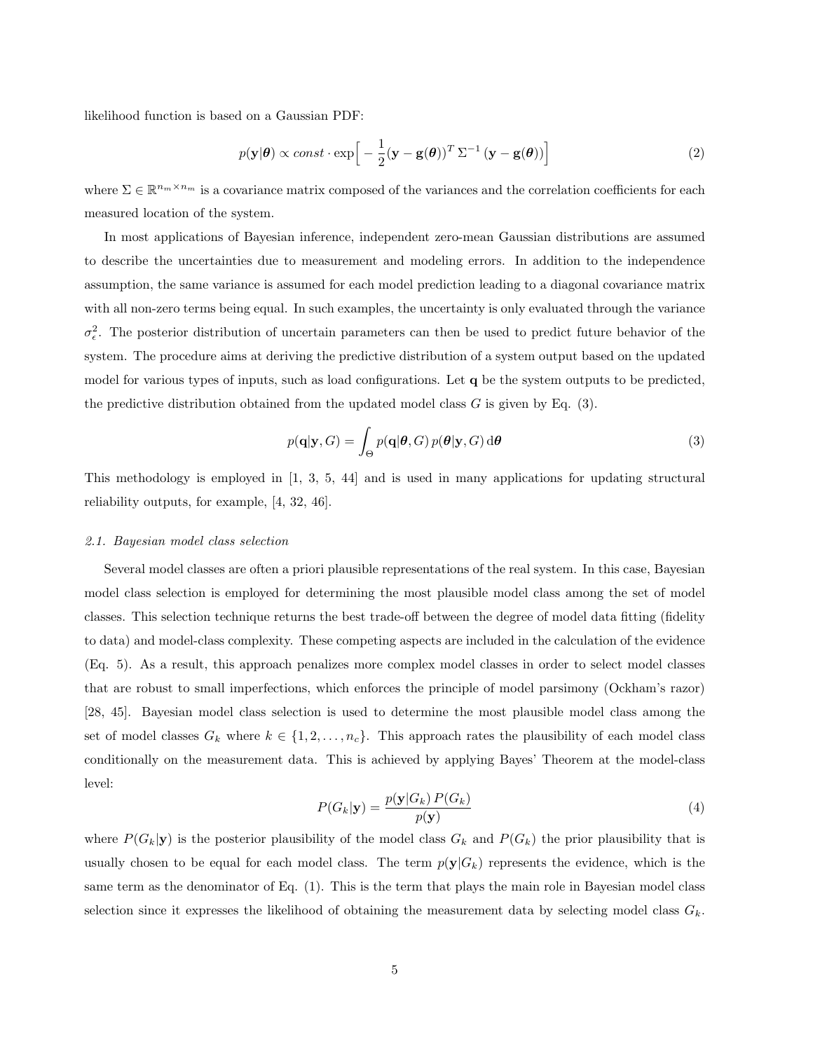likelihood function is based on a Gaussian PDF:

$$p(\mathbf{y}|\boldsymbol{\theta}) \propto const \cdot \exp\Big[ -\frac{1}{2}(\mathbf{y} - \mathbf{g}(\boldsymbol{\theta}))^T \, \Sigma^{-1} \, (\mathbf{y} - \mathbf{g}(\boldsymbol{\theta}))\Big] \tag{2}$$

where $\Sigma \in \mathbb{R}^{n_m \times n_m}$ is a covariance matrix composed of the variances and the correlation coefficients for each measured location of the system.

In most applications of Bayesian inference, independent zero-mean Gaussian distributions are assumed to describe the uncertainties due to measurement and modeling errors. In addition to the independence assumption, the same variance is assumed for each model prediction leading to a diagonal covariance matrix with all non-zero terms being equal. In such examples, the uncertainty is only evaluated through the variance $\sigma_\epsilon^2$. The posterior distribution of uncertain parameters can then be used to predict future behavior of the system. The procedure aims at deriving the predictive distribution of a system output based on the updated model for various types of inputs, such as load configurations. Let $\mathbf{q}$ be the system outputs to be predicted, the predictive distribution obtained from the updated model class $G$ is given by Eq. (3).

$$p(\mathbf{q}|\mathbf{y}, G) = \int_{\Theta} p(\mathbf{q}|\boldsymbol{\theta}, G) \, p(\boldsymbol{\theta}|\mathbf{y}, G) \, \mathrm{d}\boldsymbol{\theta} \tag{3}$$

This methodology is employed in [1, 3, 5, 44] and is used in many applications for updating structural reliability outputs, for example, [4, 32, 46].

### *2.1. Bayesian model class selection*

Several model classes are often a priori plausible representations of the real system. In this case, Bayesian model class selection is employed for determining the most plausible model class among the set of model classes. This selection technique returns the best trade-off between the degree of model data fitting (fidelity to data) and model-class complexity. These competing aspects are included in the calculation of the evidence (Eq. 5). As a result, this approach penalizes more complex model classes in order to select model classes that are robust to small imperfections, which enforces the principle of model parsimony (Ockham's razor) [28, 45]. Bayesian model class selection is used to determine the most plausible model class among the set of model classes $G_k$ where $k \in \{1, 2, \ldots, n_c\}$. This approach rates the plausibility of each model class conditionally on the measurement data. This is achieved by applying Bayes' Theorem at the model-class level:

$$P(G_k|\mathbf{y}) = \frac{p(\mathbf{y}|G_k) \, P(G_k)}{p(\mathbf{y})} \tag{4}$$

where $P(G_k|\mathbf{y})$ is the posterior plausibility of the model class $G_k$ and $P(G_k)$ the prior plausibility that is usually chosen to be equal for each model class. The term $p(\mathbf{y}|G_k)$ represents the evidence, which is the same term as the denominator of Eq. (1). This is the term that plays the main role in Bayesian model class selection since it expresses the likelihood of obtaining the measurement data by selecting model class $G_k$.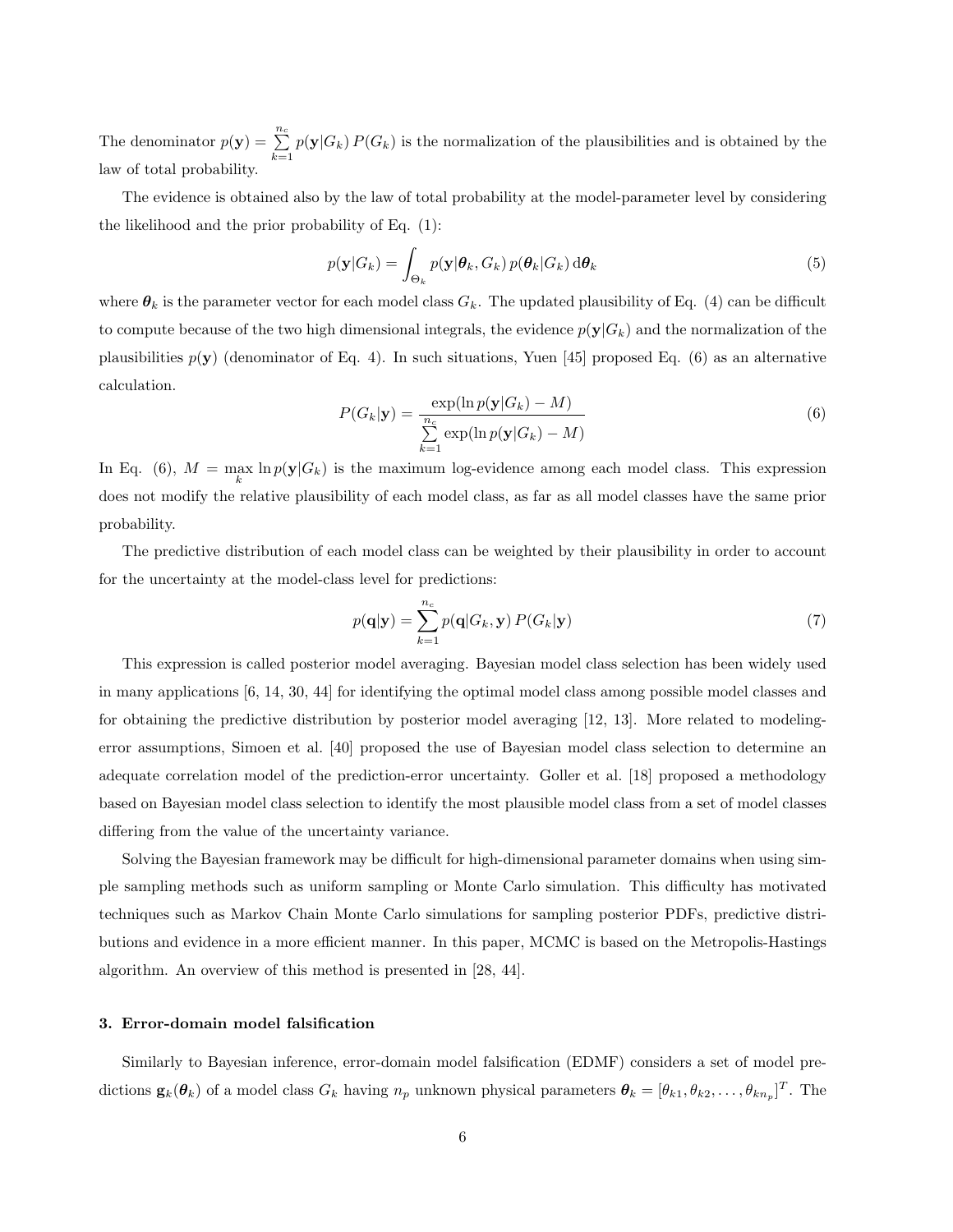The denominator $p(\mathbf{y}) = \sum_{k=1}^{n_c} p(\mathbf{y}|G_k)\, P(G_k)$ is the normalization of the plausibilities and is obtained by the law of total probability.

The evidence is obtained also by the law of total probability at the model-parameter level by considering the likelihood and the prior probability of Eq. (1):

$$p(\mathbf{y}|G_k) = \int_{\Theta_k} p(\mathbf{y}|\boldsymbol{\theta}_k, G_k)\, p(\boldsymbol{\theta}_k|G_k)\, \mathrm{d}\boldsymbol{\theta}_k \tag{5}$$

where $\boldsymbol{\theta}_k$ is the parameter vector for each model class $G_k$. The updated plausibility of Eq. (4) can be difficult to compute because of the two high dimensional integrals, the evidence $p(\mathbf{y}|G_k)$ and the normalization of the plausibilities $p(\mathbf{y})$ (denominator of Eq. 4). In such situations, Yuen [45] proposed Eq. (6) as an alternative calculation.

$$P(G_k|\mathbf{y}) = \frac{\exp(\ln p(\mathbf{y}|G_k) - M)}{\sum_{k=1}^{n_c} \exp(\ln p(\mathbf{y}|G_k) - M)} \tag{6}$$

In Eq. (6), $M = \max_k \ln p(\mathbf{y}|G_k)$ is the maximum log-evidence among each model class. This expression does not modify the relative plausibility of each model class, as far as all model classes have the same prior probability.

The predictive distribution of each model class can be weighted by their plausibility in order to account for the uncertainty at the model-class level for predictions:

$$p(\mathbf{q}|\mathbf{y}) = \sum_{k=1}^{n_c} p(\mathbf{q}|G_k, \mathbf{y})\, P(G_k|\mathbf{y}) \tag{7}$$

This expression is called posterior model averaging. Bayesian model class selection has been widely used in many applications [6, 14, 30, 44] for identifying the optimal model class among possible model classes and for obtaining the predictive distribution by posterior model averaging [12, 13]. More related to modeling-error assumptions, Simoen et al. [40] proposed the use of Bayesian model class selection to determine an adequate correlation model of the prediction-error uncertainty. Goller et al. [18] proposed a methodology based on Bayesian model class selection to identify the most plausible model class from a set of model classes differing from the value of the uncertainty variance.

Solving the Bayesian framework may be difficult for high-dimensional parameter domains when using simple sampling methods such as uniform sampling or Monte Carlo simulation. This difficulty has motivated techniques such as Markov Chain Monte Carlo simulations for sampling posterior PDFs, predictive distributions and evidence in a more efficient manner. In this paper, MCMC is based on the Metropolis-Hastings algorithm. An overview of this method is presented in [28, 44].

### 3. Error-domain model falsification

Similarly to Bayesian inference, error-domain model falsification (EDMF) considers a set of model predictions $\mathbf{g}_k(\boldsymbol{\theta}_k)$ of a model class $G_k$ having $n_p$ unknown physical parameters $\boldsymbol{\theta}_k = [\theta_{k1}, \theta_{k2}, \ldots, \theta_{kn_p}]^T$. The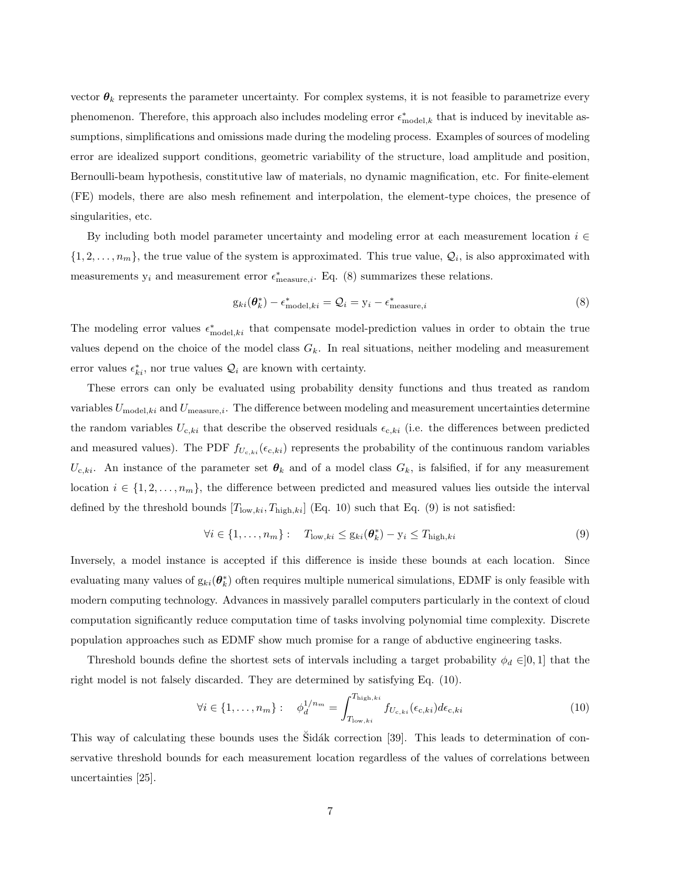vector $\boldsymbol{\theta}_k$ represents the parameter uncertainty. For complex systems, it is not feasible to parametrize every phenomenon. Therefore, this approach also includes modeling error $\epsilon^*_{\text{model},k}$ that is induced by inevitable assumptions, simplifications and omissions made during the modeling process. Examples of sources of modeling error are idealized support conditions, geometric variability of the structure, load amplitude and position, Bernoulli-beam hypothesis, constitutive law of materials, no dynamic magnification, etc. For finite-element (FE) models, there are also mesh refinement and interpolation, the element-type choices, the presence of singularities, etc.

By including both model parameter uncertainty and modeling error at each measurement location $i \in \{1, 2, \ldots, n_m\}$, the true value of the system is approximated. This true value, $\mathcal{Q}_i$, is also approximated with measurements $\text{y}_i$ and measurement error $\epsilon^*_{\text{measure},i}$. Eq. (8) summarizes these relations.

$$\text{g}_{ki}(\boldsymbol{\theta}^*_k) - \epsilon^*_{\text{model},ki} = \mathcal{Q}_i = \text{y}_i - \epsilon^*_{\text{measure},i} \tag{8}$$

The modeling error values $\epsilon^*_{\text{model},ki}$ that compensate model-prediction values in order to obtain the true values depend on the choice of the model class $G_k$. In real situations, neither modeling and measurement error values $\epsilon^*_{ki}$, nor true values $\mathcal{Q}_i$ are known with certainty.

These errors can only be evaluated using probability density functions and thus treated as random variables $U_{\text{model},ki}$ and $U_{\text{measure},i}$. The difference between modeling and measurement uncertainties determine the random variables $U_{\text{c},ki}$ that describe the observed residuals $\epsilon_{\text{c},ki}$ (i.e. the differences between predicted and measured values). The PDF $f_{U_{\text{c},ki}}(\epsilon_{\text{c},ki})$ represents the probability of the continuous random variables $U_{\text{c},ki}$. An instance of the parameter set $\boldsymbol{\theta}_k$ and of a model class $G_k$, is falsified, if for any measurement location $i \in \{1, 2, \ldots, n_m\}$, the difference between predicted and measured values lies outside the interval defined by the threshold bounds $[T_{\text{low},ki}, T_{\text{high},ki}]$ (Eq. 10) such that Eq. (9) is not satisfied:

$$\forall i \in \{1, \ldots, n_m\}: \quad T_{\text{low},ki} \leq \text{g}_{ki}(\boldsymbol{\theta}^*_k) - \text{y}_i \leq T_{\text{high},ki} \tag{9}$$

Inversely, a model instance is accepted if this difference is inside these bounds at each location. Since evaluating many values of $\text{g}_{ki}(\boldsymbol{\theta}^*_k)$ often requires multiple numerical simulations, EDMF is only feasible with modern computing technology. Advances in massively parallel computers particularly in the context of cloud computation significantly reduce computation time of tasks involving polynomial time complexity. Discrete population approaches such as EDMF show much promise for a range of abductive engineering tasks.

Threshold bounds define the shortest sets of intervals including a target probability $\phi_d \in ]0, 1]$ that the right model is not falsely discarded. They are determined by satisfying Eq. (10).

$$\forall i \in \{1, \ldots, n_m\}: \quad \phi_d^{1/n_m} = \int_{T_{\text{low},ki}}^{T_{\text{high},ki}} f_{U_{\text{c},ki}}(\epsilon_{\text{c},ki}) d\epsilon_{\text{c},ki} \tag{10}$$

This way of calculating these bounds uses the Šidák correction [39]. This leads to determination of conservative threshold bounds for each measurement location regardless of the values of correlations between uncertainties [25].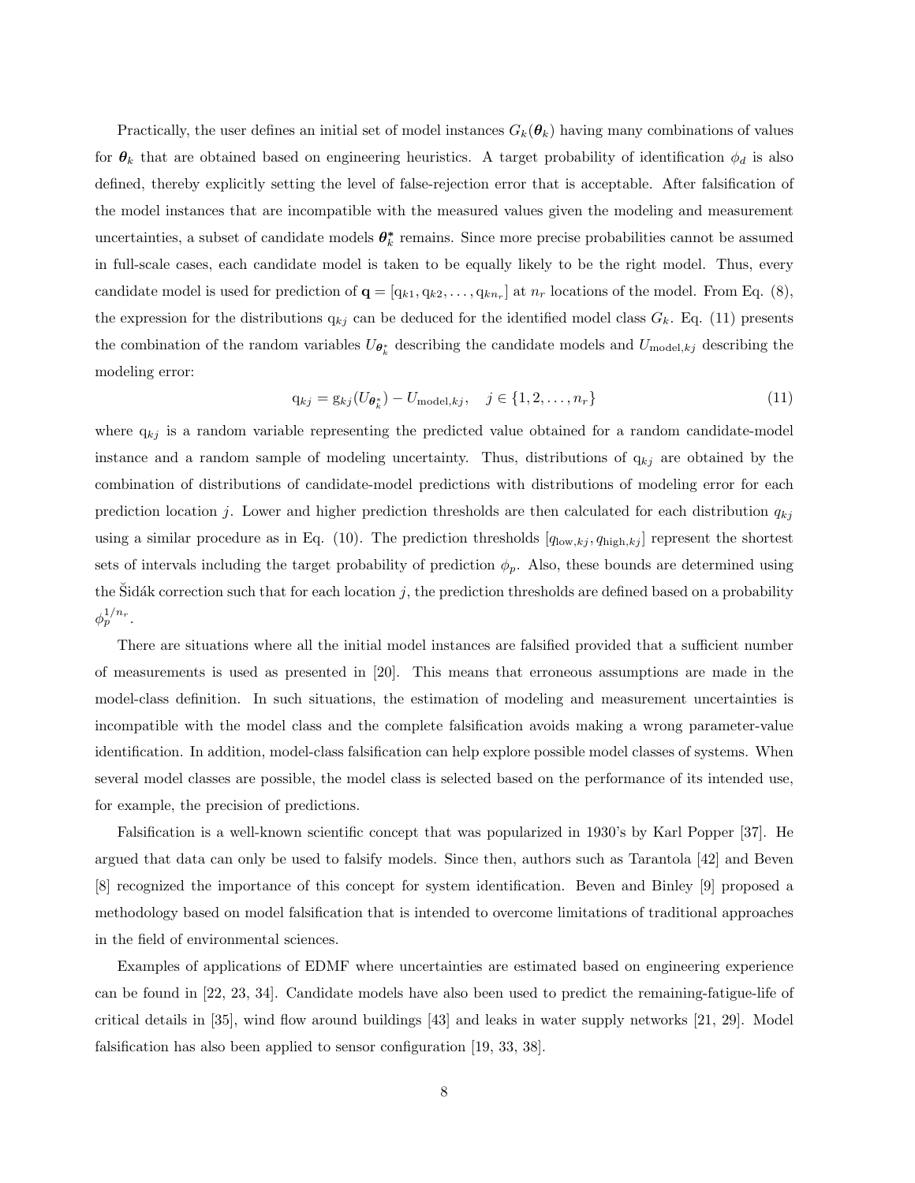Practically, the user defines an initial set of model instances $G_k(\boldsymbol{\theta}_k)$ having many combinations of values for $\boldsymbol{\theta}_k$ that are obtained based on engineering heuristics. A target probability of identification $\phi_d$ is also defined, thereby explicitly setting the level of false-rejection error that is acceptable. After falsification of the model instances that are incompatible with the measured values given the modeling and measurement uncertainties, a subset of candidate models $\boldsymbol{\theta}_k^*$ remains. Since more precise probabilities cannot be assumed in full-scale cases, each candidate model is taken to be equally likely to be the right model. Thus, every candidate model is used for prediction of $\mathbf{q} = [\mathrm{q}_{k1}, \mathrm{q}_{k2}, \ldots, \mathrm{q}_{kn_r}]$ at $n_r$ locations of the model. From Eq. (8), the expression for the distributions $\mathrm{q}_{kj}$ can be deduced for the identified model class $G_k$. Eq. (11) presents the combination of the random variables $U_{\boldsymbol{\theta}_k^*}$ describing the candidate models and $U_{\mathrm{model},kj}$ describing the modeling error:

$$\mathrm{q}_{kj} = \mathrm{g}_{kj}(U_{\boldsymbol{\theta}_k^*}) - U_{\mathrm{model},kj}, \quad j \in \{1, 2, \ldots, n_r\} \tag{11}$$

where $\mathrm{q}_{kj}$ is a random variable representing the predicted value obtained for a random candidate-model instance and a random sample of modeling uncertainty. Thus, distributions of $\mathrm{q}_{kj}$ are obtained by the combination of distributions of candidate-model predictions with distributions of modeling error for each prediction location $j$. Lower and higher prediction thresholds are then calculated for each distribution $q_{kj}$ using a similar procedure as in Eq. (10). The prediction thresholds $[q_{\mathrm{low},kj}, q_{\mathrm{high},kj}]$ represent the shortest sets of intervals including the target probability of prediction $\phi_p$. Also, these bounds are determined using the Šidák correction such that for each location $j$, the prediction thresholds are defined based on a probability $\phi_p^{1/n_r}$.

There are situations where all the initial model instances are falsified provided that a sufficient number of measurements is used as presented in [20]. This means that erroneous assumptions are made in the model-class definition. In such situations, the estimation of modeling and measurement uncertainties is incompatible with the model class and the complete falsification avoids making a wrong parameter-value identification. In addition, model-class falsification can help explore possible model classes of systems. When several model classes are possible, the model class is selected based on the performance of its intended use, for example, the precision of predictions.

Falsification is a well-known scientific concept that was popularized in 1930's by Karl Popper [37]. He argued that data can only be used to falsify models. Since then, authors such as Tarantola [42] and Beven [8] recognized the importance of this concept for system identification. Beven and Binley [9] proposed a methodology based on model falsification that is intended to overcome limitations of traditional approaches in the field of environmental sciences.

Examples of applications of EDMF where uncertainties are estimated based on engineering experience can be found in [22, 23, 34]. Candidate models have also been used to predict the remaining-fatigue-life of critical details in [35], wind flow around buildings [43] and leaks in water supply networks [21, 29]. Model falsification has also been applied to sensor configuration [19, 33, 38].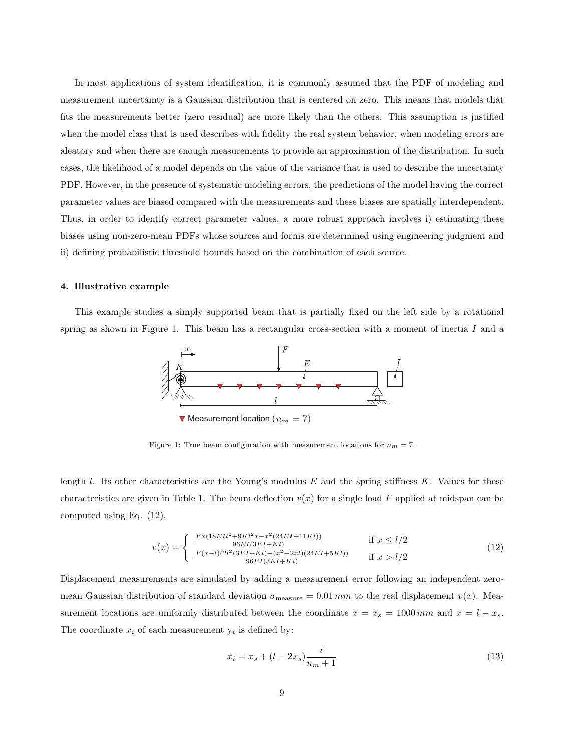In most applications of system identification, it is commonly assumed that the PDF of modeling and measurement uncertainty is a Gaussian distribution that is centered on zero. This means that models that fits the measurements better (zero residual) are more likely than the others. This assumption is justified when the model class that is used describes with fidelity the real system behavior, when modeling errors are aleatory and when there are enough measurements to provide an approximation of the distribution. In such cases, the likelihood of a model depends on the value of the variance that is used to describe the uncertainty PDF. However, in the presence of systematic modeling errors, the predictions of the model having the correct parameter values are biased compared with the measurements and these biases are spatially interdependent. Thus, in order to identify correct parameter values, a more robust approach involves i) estimating these biases using non-zero-mean PDFs whose sources and forms are determined using engineering judgment and ii) defining probabilistic threshold bounds based on the combination of each source.

### 4. Illustrative example

This example studies a simply supported beam that is partially fixed on the left side by a rotational spring as shown in Figure 1. This beam has a rectangular cross-section with a moment of inertia $I$ and a length $l$. Its other characteristics are the Young's modulus $E$ and the spring stiffness $K$. Values for these characteristics are given in Table 1. The beam deflection $v(x)$ for a single load $F$ applied at midspan can be computed using Eq. (12).

Measurement location ($n_m = 7$)

Figure 1: True beam configuration with measurement locations for $n_m = 7$.

$$
v(x) = \begin{cases} \frac{Fx(18EIl^2 + 9Kl^2x - x^2(24EI + 11Kl))}{96EI(3EI + Kl)} & \text{if } x \leq l/2 \\ \frac{F(x-l)(2l^2(3EI+Kl) + (x^2 - 2xl)(24EI + 5Kl))}{96EI(3EI+Kl)} & \text{if } x > l/2 \end{cases} \tag{12}
$$

Displacement measurements are simulated by adding a measurement error following an independent zero-mean Gaussian distribution of standard deviation $\sigma_{\text{measure}} = 0.01\,mm$ to the real displacement $v(x)$. Measurement locations are uniformly distributed between the coordinate $x = x_s = 1000\,mm$ and $x = l - x_s$. The coordinate $x_i$ of each measurement $\mathrm{y}_i$ is defined by:

$$
x_i = x_s + (l - 2x_s)\frac{i}{n_m + 1} \tag{13}
$$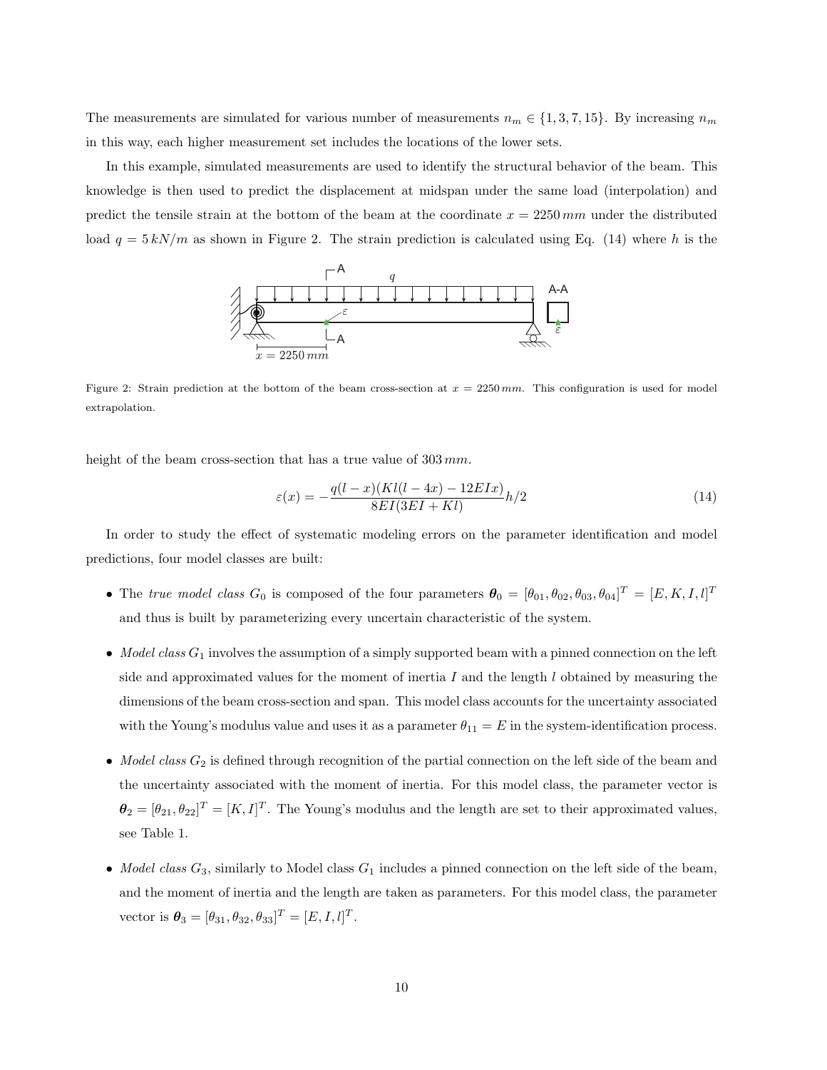The measurements are simulated for various number of measurements $n_m \in \{1, 3, 7, 15\}$. By increasing $n_m$ in this way, each higher measurement set includes the locations of the lower sets.

In this example, simulated measurements are used to identify the structural behavior of the beam. This knowledge is then used to predict the displacement at midspan under the same load (interpolation) and predict the tensile strain at the bottom of the beam at the coordinate $x = 2250\,mm$ under the distributed load $q = 5\,kN/m$ as shown in Figure 2. The strain prediction is calculated using Eq. (14) where $h$ is the height of the beam cross-section that has a true value of $303\,mm$.

Figure 2: Strain prediction at the bottom of the beam cross-section at $x = 2250\,mm$. This configuration is used for model extrapolation.

$$\varepsilon(x) = -\frac{q(l-x)(Kl(l-4x) - 12EIx)}{8EI(3EI + Kl)}h/2 \tag{14}$$

In order to study the effect of systematic modeling errors on the parameter identification and model predictions, four model classes are built:

- The *true model class* $G_0$ is composed of the four parameters $\boldsymbol{\theta}_0 = [\theta_{01}, \theta_{02}, \theta_{03}, \theta_{04}]^T = [E, K, I, l]^T$ and thus is built by parameterizing every uncertain characteristic of the system.
- *Model class* $G_1$ involves the assumption of a simply supported beam with a pinned connection on the left side and approximated values for the moment of inertia $I$ and the length $l$ obtained by measuring the dimensions of the beam cross-section and span. This model class accounts for the uncertainty associated with the Young's modulus value and uses it as a parameter $\theta_{11} = E$ in the system-identification process.
- *Model class* $G_2$ is defined through recognition of the partial connection on the left side of the beam and the uncertainty associated with the moment of inertia. For this model class, the parameter vector is $\boldsymbol{\theta}_2 = [\theta_{21}, \theta_{22}]^T = [K, I]^T$. The Young's modulus and the length are set to their approximated values, see Table 1.
- *Model class* $G_3$, similarly to Model class $G_1$ includes a pinned connection on the left side of the beam, and the moment of inertia and the length are taken as parameters. For this model class, the parameter vector is $\boldsymbol{\theta}_3 = [\theta_{31}, \theta_{32}, \theta_{33}]^T = [E, I, l]^T$.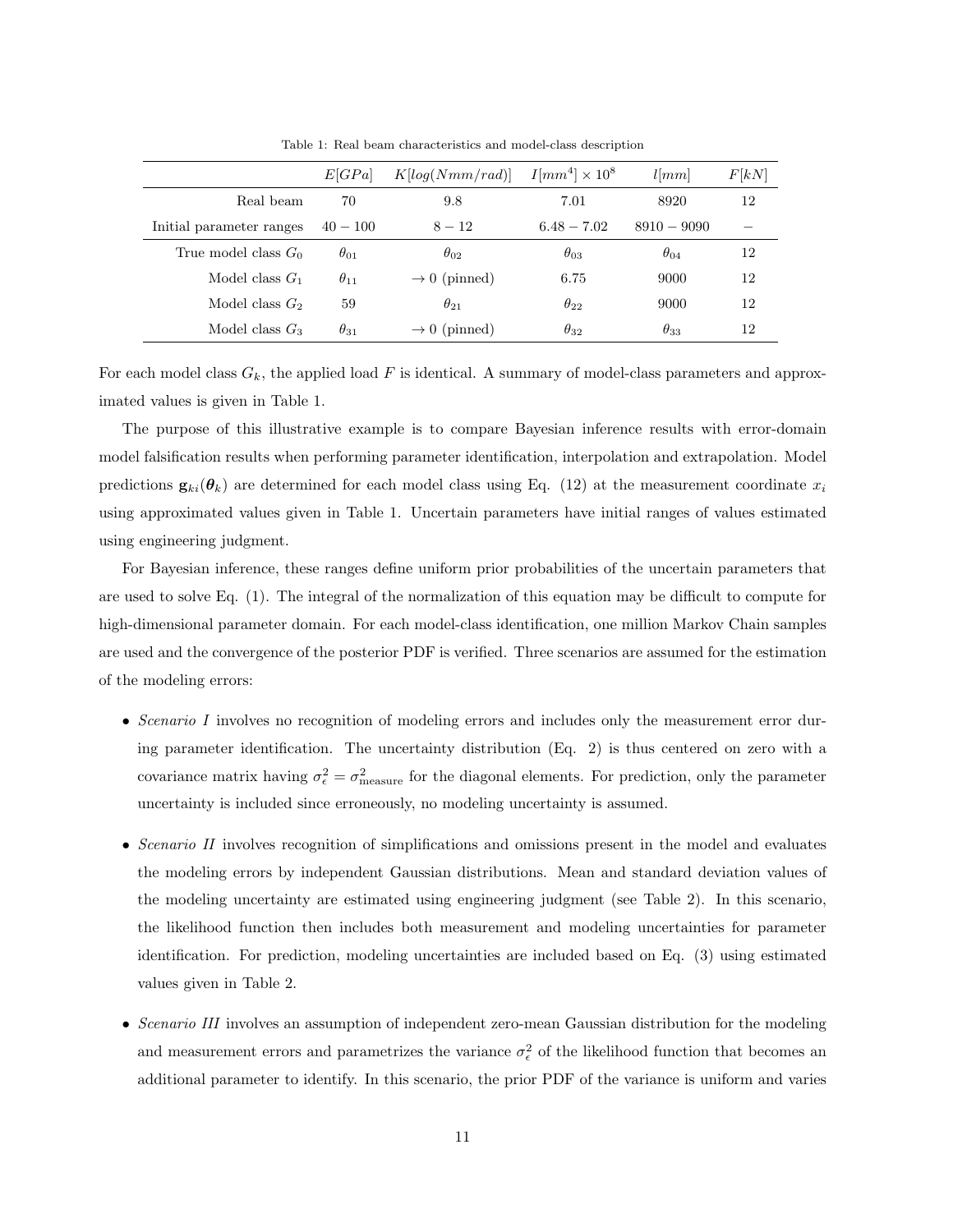Table 1: Real beam characteristics and model-class description

| | $E[GPa]$ | $K[log(Nmm/rad)]$ | $I[mm^4] \times 10^8$ | $l[mm]$ | $F[kN]$ |
|---|---|---|---|---|---|
| Real beam | 70 | 9.8 | 7.01 | 8920 | 12 |
| Initial parameter ranges | $40-100$ | $8-12$ | $6.48-7.02$ | $8910-9090$ | $-$ |
| True model class $G_0$ | $\theta_{01}$ | $\theta_{02}$ | $\theta_{03}$ | $\theta_{04}$ | 12 |
| Model class $G_1$ | $\theta_{11}$ | $\rightarrow 0$ (pinned) | 6.75 | 9000 | 12 |
| Model class $G_2$ | 59 | $\theta_{21}$ | $\theta_{22}$ | 9000 | 12 |
| Model class $G_3$ | $\theta_{31}$ | $\rightarrow 0$ (pinned) | $\theta_{32}$ | $\theta_{33}$ | 12 |

For each model class $G_k$, the applied load $F$ is identical. A summary of model-class parameters and approximated values is given in Table 1.

The purpose of this illustrative example is to compare Bayesian inference results with error-domain model falsification results when performing parameter identification, interpolation and extrapolation. Model predictions $\mathbf{g}_{ki}(\boldsymbol{\theta}_k)$ are determined for each model class using Eq. (12) at the measurement coordinate $x_i$ using approximated values given in Table 1. Uncertain parameters have initial ranges of values estimated using engineering judgment.

For Bayesian inference, these ranges define uniform prior probabilities of the uncertain parameters that are used to solve Eq. (1). The integral of the normalization of this equation may be difficult to compute for high-dimensional parameter domain. For each model-class identification, one million Markov Chain samples are used and the convergence of the posterior PDF is verified. Three scenarios are assumed for the estimation of the modeling errors:

- *Scenario I* involves no recognition of modeling errors and includes only the measurement error during parameter identification. The uncertainty distribution (Eq. 2) is thus centered on zero with a covariance matrix having $\sigma_\epsilon^2 = \sigma_{\text{measure}}^2$ for the diagonal elements. For prediction, only the parameter uncertainty is included since erroneously, no modeling uncertainty is assumed.
- *Scenario II* involves recognition of simplifications and omissions present in the model and evaluates the modeling errors by independent Gaussian distributions. Mean and standard deviation values of the modeling uncertainty are estimated using engineering judgment (see Table 2). In this scenario, the likelihood function then includes both measurement and modeling uncertainties for parameter identification. For prediction, modeling uncertainties are included based on Eq. (3) using estimated values given in Table 2.
- *Scenario III* involves an assumption of independent zero-mean Gaussian distribution for the modeling and measurement errors and parametrizes the variance $\sigma_\epsilon^2$ of the likelihood function that becomes an additional parameter to identify. In this scenario, the prior PDF of the variance is uniform and varies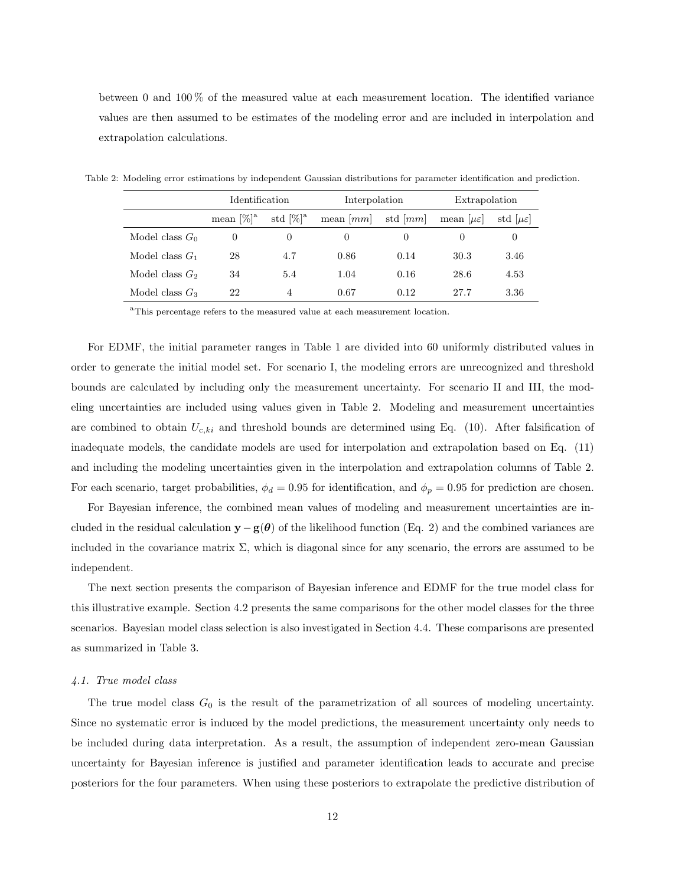between 0 and 100 % of the measured value at each measurement location. The identified variance values are then assumed to be estimates of the modeling error and are included in interpolation and extrapolation calculations.

Table 2: Modeling error estimations by independent Gaussian distributions for parameter identification and prediction.

| | Identification | | Interpolation | | Extrapolation | |
|---|---|---|---|---|---|---|
| | mean [%][a] | std [%][a] | mean $[mm]$ | std $[mm]$ | mean $[\mu\varepsilon]$ | std $[\mu\varepsilon]$ |
| Model class $G_0$ | 0 | 0 | 0 | 0 | 0 | 0 |
| Model class $G_1$ | 28 | 4.7 | 0.86 | 0.14 | 30.3 | 3.46 |
| Model class $G_2$ | 34 | 5.4 | 1.04 | 0.16 | 28.6 | 4.53 |
| Model class $G_3$ | 22 | 4 | 0.67 | 0.12 | 27.7 | 3.36 |

[a]This percentage refers to the measured value at each measurement location.

For EDMF, the initial parameter ranges in Table 1 are divided into 60 uniformly distributed values in order to generate the initial model set. For scenario I, the modeling errors are unrecognized and threshold bounds are calculated by including only the measurement uncertainty. For scenario II and III, the modeling uncertainties are included using values given in Table 2. Modeling and measurement uncertainties are combined to obtain $U_{c,ki}$ and threshold bounds are determined using Eq. (10). After falsification of inadequate models, the candidate models are used for interpolation and extrapolation based on Eq. (11) and including the modeling uncertainties given in the interpolation and extrapolation columns of Table 2. For each scenario, target probabilities, $\phi_d = 0.95$ for identification, and $\phi_p = 0.95$ for prediction are chosen.

For Bayesian inference, the combined mean values of modeling and measurement uncertainties are included in the residual calculation $\mathbf{y} - \mathbf{g}(\boldsymbol{\theta})$ of the likelihood function (Eq. 2) and the combined variances are included in the covariance matrix $\Sigma$, which is diagonal since for any scenario, the errors are assumed to be independent.

The next section presents the comparison of Bayesian inference and EDMF for the true model class for this illustrative example. Section 4.2 presents the same comparisons for the other model classes for the three scenarios. Bayesian model class selection is also investigated in Section 4.4. These comparisons are presented as summarized in Table 3.

### *4.1. True model class*

The true model class $G_0$ is the result of the parametrization of all sources of modeling uncertainty. Since no systematic error is induced by the model predictions, the measurement uncertainty only needs to be included during data interpretation. As a result, the assumption of independent zero-mean Gaussian uncertainty for Bayesian inference is justified and parameter identification leads to accurate and precise posteriors for the four parameters. When using these posteriors to extrapolate the predictive distribution of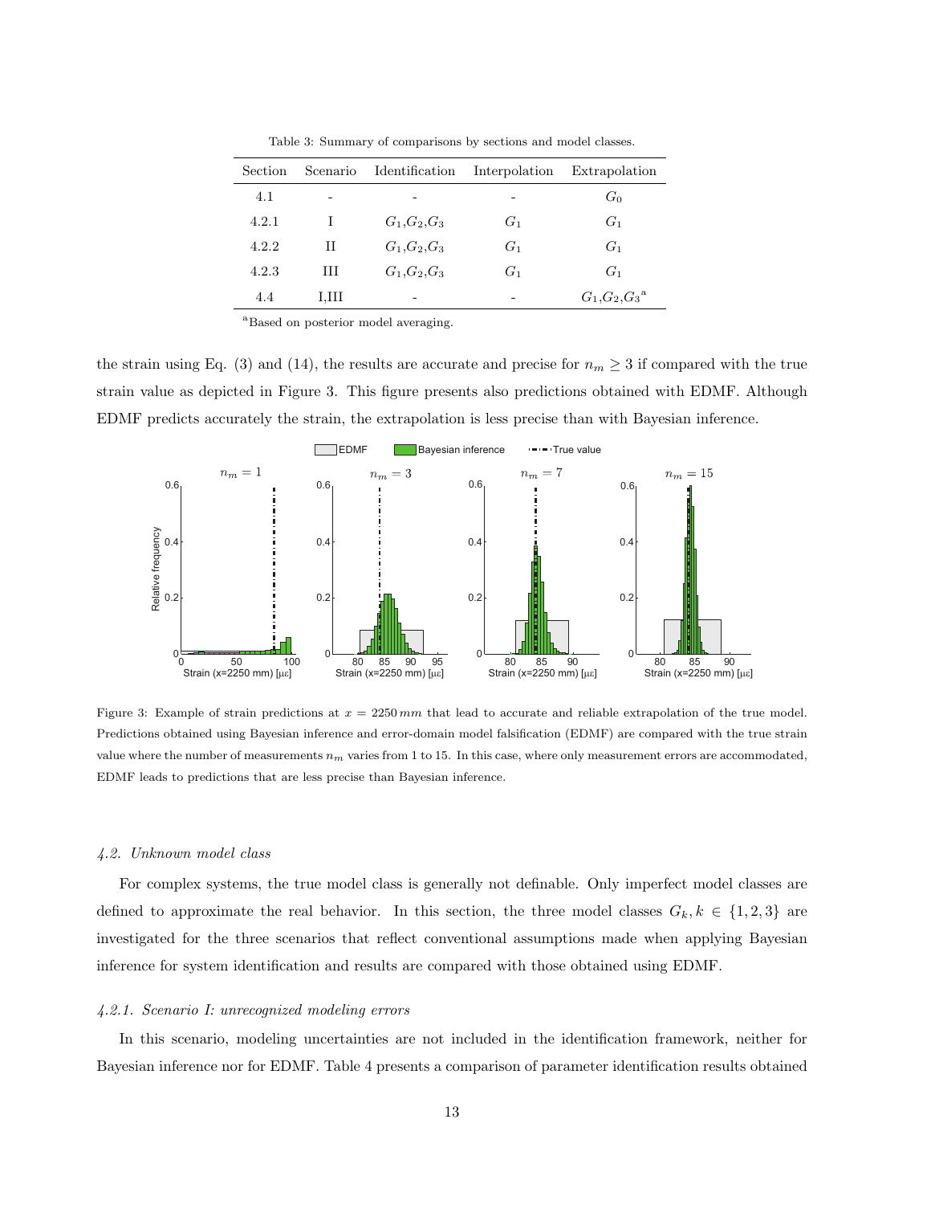Table 3: Summary of comparisons by sections and model classes.

| Section | Scenario | Identification | Interpolation | Extrapolation |
|---|---|---|---|---|
| 4.1 | - | - | - | $G_0$ |
| 4.2.1 | I | $G_1$,$G_2$,$G_3$ | $G_1$ | $G_1$ |
| 4.2.2 | II | $G_1$,$G_2$,$G_3$ | $G_1$ | $G_1$ |
| 4.2.3 | III | $G_1$,$G_2$,$G_3$ | $G_1$ | $G_1$ |
| 4.4 | I,III | - | - | $G_1$,$G_2$,$G_3$[a] |

[a]Based on posterior model averaging.

the strain using Eq. (3) and (14), the results are accurate and precise for $n_m \geq 3$ if compared with the true strain value as depicted in Figure 3. This figure presents also predictions obtained with EDMF. Although EDMF predicts accurately the strain, the extrapolation is less precise than with Bayesian inference.

Figure 3: Example of strain predictions at $x = 2250\,mm$ that lead to accurate and reliable extrapolation of the true model. Predictions obtained using Bayesian inference and error-domain model falsification (EDMF) are compared with the true strain value where the number of measurements $n_m$ varies from 1 to 15. In this case, where only measurement errors are accommodated, EDMF leads to predictions that are less precise than Bayesian inference.

### *4.2. Unknown model class*

For complex systems, the true model class is generally not definable. Only imperfect model classes are defined to approximate the real behavior. In this section, the three model classes $G_k, k \in \{1, 2, 3\}$ are investigated for the three scenarios that reflect conventional assumptions made when applying Bayesian inference for system identification and results are compared with those obtained using EDMF.

#### *4.2.1. Scenario I: unrecognized modeling errors*

In this scenario, modeling uncertainties are not included in the identification framework, neither for Bayesian inference nor for EDMF. Table 4 presents a comparison of parameter identification results obtained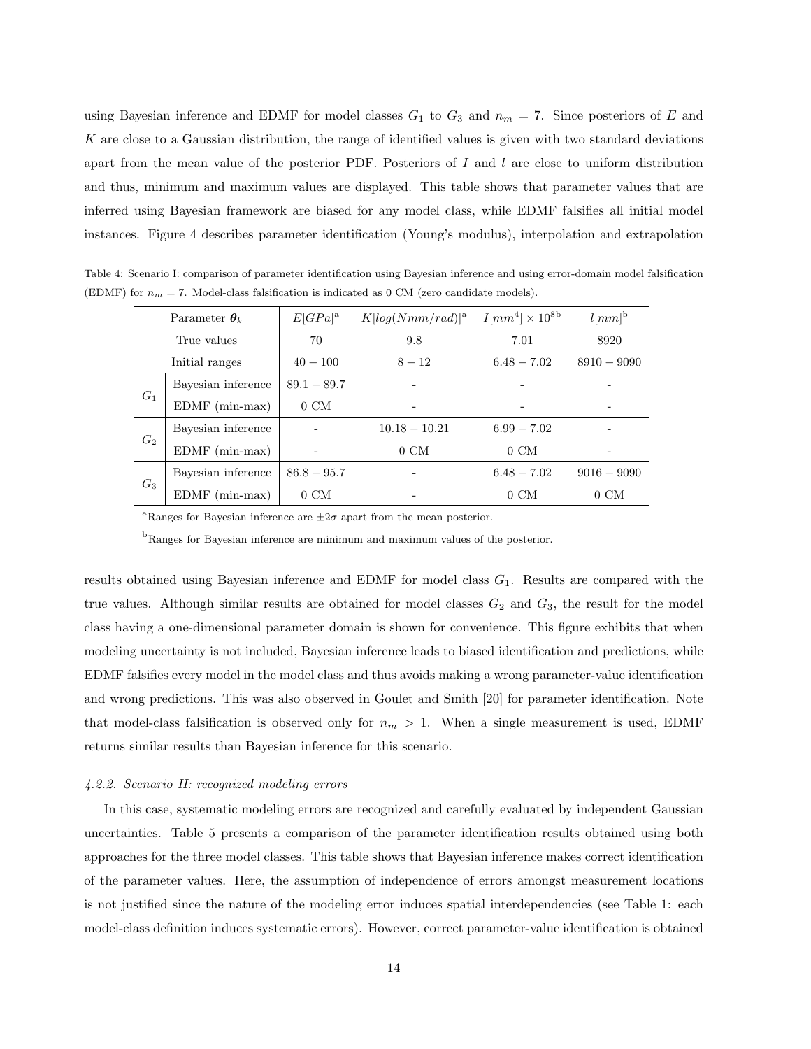using Bayesian inference and EDMF for model classes $G_1$ to $G_3$ and $n_m = 7$. Since posteriors of $E$ and $K$ are close to a Gaussian distribution, the range of identified values is given with two standard deviations apart from the mean value of the posterior PDF. Posteriors of $I$ and $l$ are close to uniform distribution and thus, minimum and maximum values are displayed. This table shows that parameter values that are inferred using Bayesian framework are biased for any model class, while EDMF falsifies all initial model instances. Figure 4 describes parameter identification (Young's modulus), interpolation and extrapolation

Table 4: Scenario I: comparison of parameter identification using Bayesian inference and using error-domain model falsification (EDMF) for $n_m = 7$. Model-class falsification is indicated as 0 CM (zero candidate models).

| Parameter $\boldsymbol{\theta}_k$ | | $E[GPa]$[a] | $K[log(Nmm/rad)]$[a] | $I[mm^4] \times 10^8$[b] | $l[mm]$[b] |
|---|---|---|---|---|---|
| True values | | 70 | 9.8 | 7.01 | 8920 |
| Initial ranges | | $40-100$ | $8-12$ | $6.48-7.02$ | $8910-9090$ |
| $G_1$ | Bayesian inference | $89.1-89.7$ | - | - | - |
| | EDMF (min-max) | 0 CM | - | - | - |
| $G_2$ | Bayesian inference | - | $10.18-10.21$ | $6.99-7.02$ | - |
| | EDMF (min-max) | - | 0 CM | 0 CM | - |
| $G_3$ | Bayesian inference | $86.8-95.7$ | - | $6.48-7.02$ | $9016-9090$ |
| | EDMF (min-max) | 0 CM | - | 0 CM | 0 CM |

[a]Ranges for Bayesian inference are $\pm 2\sigma$ apart from the mean posterior.

[b]Ranges for Bayesian inference are minimum and maximum values of the posterior.

results obtained using Bayesian inference and EDMF for model class $G_1$. Results are compared with the true values. Although similar results are obtained for model classes $G_2$ and $G_3$, the result for the model class having a one-dimensional parameter domain is shown for convenience. This figure exhibits that when modeling uncertainty is not included, Bayesian inference leads to biased identification and predictions, while EDMF falsifies every model in the model class and thus avoids making a wrong parameter-value identification and wrong predictions. This was also observed in Goulet and Smith [20] for parameter identification. Note that model-class falsification is observed only for $n_m > 1$. When a single measurement is used, EDMF returns similar results than Bayesian inference for this scenario.

#### *4.2.2. Scenario II: recognized modeling errors*

In this case, systematic modeling errors are recognized and carefully evaluated by independent Gaussian uncertainties. Table 5 presents a comparison of the parameter identification results obtained using both approaches for the three model classes. This table shows that Bayesian inference makes correct identification of the parameter values. Here, the assumption of independence of errors amongst measurement locations is not justified since the nature of the modeling error induces spatial interdependencies (see Table 1: each model-class definition induces systematic errors). However, correct parameter-value identification is obtained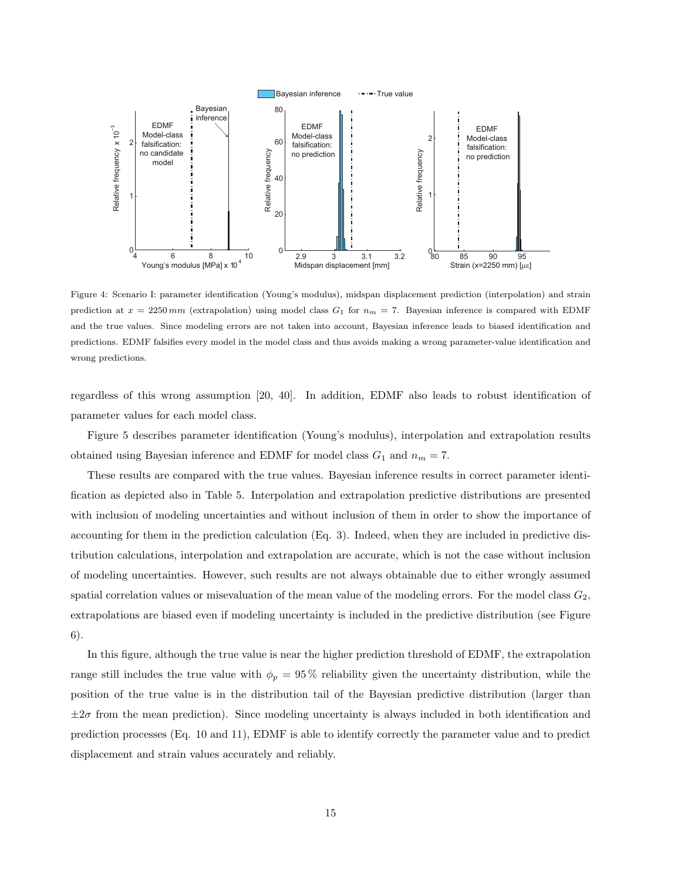Figure 4: Scenario I: parameter identification (Young's modulus), midspan displacement prediction (interpolation) and strain prediction at $x = 2250\,mm$ (extrapolation) using model class $G_1$ for $n_m = 7$. Bayesian inference is compared with EDMF and the true values. Since modeling errors are not taken into account, Bayesian inference leads to biased identification and predictions. EDMF falsifies every model in the model class and thus avoids making a wrong parameter-value identification and wrong predictions.

regardless of this wrong assumption [20, 40]. In addition, EDMF also leads to robust identification of parameter values for each model class.

Figure 5 describes parameter identification (Young's modulus), interpolation and extrapolation results obtained using Bayesian inference and EDMF for model class $G_1$ and $n_m = 7$.

These results are compared with the true values. Bayesian inference results in correct parameter identification as depicted also in Table 5. Interpolation and extrapolation predictive distributions are presented with inclusion of modeling uncertainties and without inclusion of them in order to show the importance of accounting for them in the prediction calculation (Eq. 3). Indeed, when they are included in predictive distribution calculations, interpolation and extrapolation are accurate, which is not the case without inclusion of modeling uncertainties. However, such results are not always obtainable due to either wrongly assumed spatial correlation values or misevaluation of the mean value of the modeling errors. For the model class $G_2$, extrapolations are biased even if modeling uncertainty is included in the predictive distribution (see Figure 6).

In this figure, although the true value is near the higher prediction threshold of EDMF, the extrapolation range still includes the true value with $\phi_p = 95\,\%$ reliability given the uncertainty distribution, while the position of the true value is in the distribution tail of the Bayesian predictive distribution (larger than $\pm 2\sigma$ from the mean prediction). Since modeling uncertainty is always included in both identification and prediction processes (Eq. 10 and 11), EDMF is able to identify correctly the parameter value and to predict displacement and strain values accurately and reliably.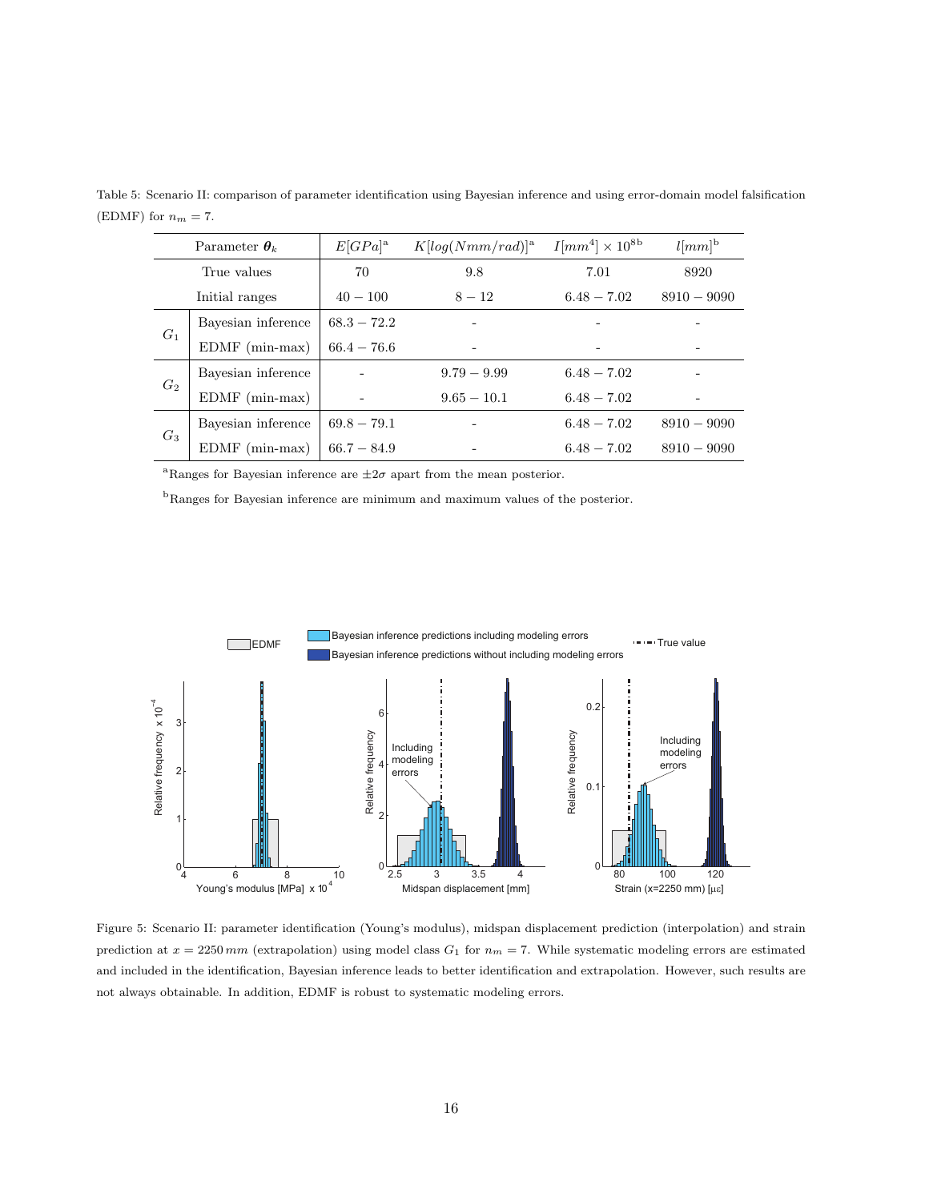Table 5: Scenario II: comparison of parameter identification using Bayesian inference and using error-domain model falsification (EDMF) for $n_m = 7$.

| Parameter $\boldsymbol{\theta}_k$ | | $E[GPa]$[a] | $K[log(Nmm/rad)]$[a] | $I[mm^4] \times 10^{8}$[b] | $l[mm]$[b] |
|---|---|---|---|---|---|
| True values | | 70 | 9.8 | 7.01 | 8920 |
| Initial ranges | | $40 - 100$ | $8 - 12$ | $6.48 - 7.02$ | $8910 - 9090$ |
| $G_1$ | Bayesian inference | $68.3 - 72.2$ | - | - | - |
| | EDMF (min-max) | $66.4 - 76.6$ | - | - | - |
| $G_2$ | Bayesian inference | - | $9.79 - 9.99$ | $6.48 - 7.02$ | - |
| | EDMF (min-max) | - | $9.65 - 10.1$ | $6.48 - 7.02$ | - |
| $G_3$ | Bayesian inference | $69.8 - 79.1$ | - | $6.48 - 7.02$ | $8910 - 9090$ |
| | EDMF (min-max) | $66.7 - 84.9$ | - | $6.48 - 7.02$ | $8910 - 9090$ |

[a]Ranges for Bayesian inference are $\pm 2\sigma$ apart from the mean posterior.

[b]Ranges for Bayesian inference are minimum and maximum values of the posterior.

Figure 5: Scenario II: parameter identification (Young's modulus), midspan displacement prediction (interpolation) and strain prediction at $x = 2250\,mm$ (extrapolation) using model class $G_1$ for $n_m = 7$. While systematic modeling errors are estimated and included in the identification, Bayesian inference leads to better identification and extrapolation. However, such results are not always obtainable. In addition, EDMF is robust to systematic modeling errors.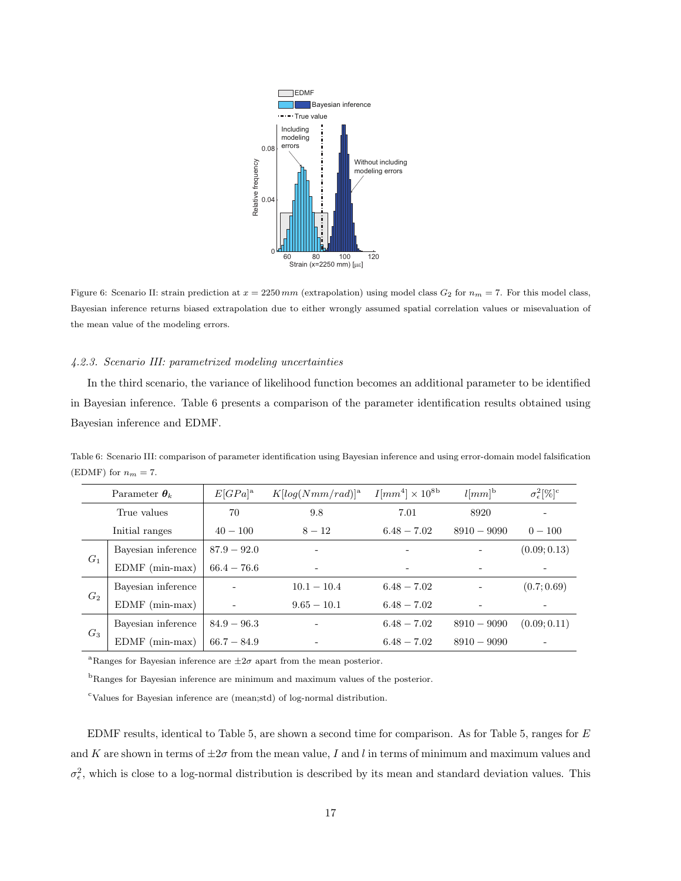Figure 6: Scenario II: strain prediction at $x = 2250\,mm$ (extrapolation) using model class $G_2$ for $n_m = 7$. For this model class, Bayesian inference returns biased extrapolation due to either wrongly assumed spatial correlation values or misevaluation of the mean value of the modeling errors.

#### *4.2.3. Scenario III: parametrized modeling uncertainties*

In the third scenario, the variance of likelihood function becomes an additional parameter to be identified in Bayesian inference. Table 6 presents a comparison of the parameter identification results obtained using Bayesian inference and EDMF.

Table 6: Scenario III: comparison of parameter identification using Bayesian inference and using error-domain model falsification (EDMF) for $n_m = 7$.

| Parameter $\boldsymbol{\theta}_k$ | | $E[GPa]$[a] | $K[log(Nmm/rad)]$[a] | $I[mm^4] \times 10^8$[b] | $l[mm]$[b] | $\sigma^2_\epsilon[\%]$[c] |
|---|---|---|---|---|---|---|
| True values | | 70 | 9.8 | 7.01 | 8920 | - |
| Initial ranges | | $40 - 100$ | $8 - 12$ | $6.48 - 7.02$ | $8910 - 9090$ | $0 - 100$ |
| $G_1$ | Bayesian inference | $87.9 - 92.0$ | - | - | - | $(0.09; 0.13)$ |
| | EDMF (min-max) | $66.4 - 76.6$ | - | - | - | - |
| $G_2$ | Bayesian inference | - | $10.1 - 10.4$ | $6.48 - 7.02$ | - | $(0.7; 0.69)$ |
| | EDMF (min-max) | - | $9.65 - 10.1$ | $6.48 - 7.02$ | - | - |
| $G_3$ | Bayesian inference | $84.9 - 96.3$ | - | $6.48 - 7.02$ | $8910 - 9090$ | $(0.09; 0.11)$ |
| | EDMF (min-max) | $66.7 - 84.9$ | - | $6.48 - 7.02$ | $8910 - 9090$ | - |

[a]Ranges for Bayesian inference are $\pm 2\sigma$ apart from the mean posterior.

[b]Ranges for Bayesian inference are minimum and maximum values of the posterior.

[c]Values for Bayesian inference are (mean;std) of log-normal distribution.

EDMF results, identical to Table 5, are shown a second time for comparison. As for Table 5, ranges for $E$ and $K$ are shown in terms of $\pm 2\sigma$ from the mean value, $I$ and $l$ in terms of minimum and maximum values and $\sigma^2_\epsilon$, which is close to a log-normal distribution is described by its mean and standard deviation values. This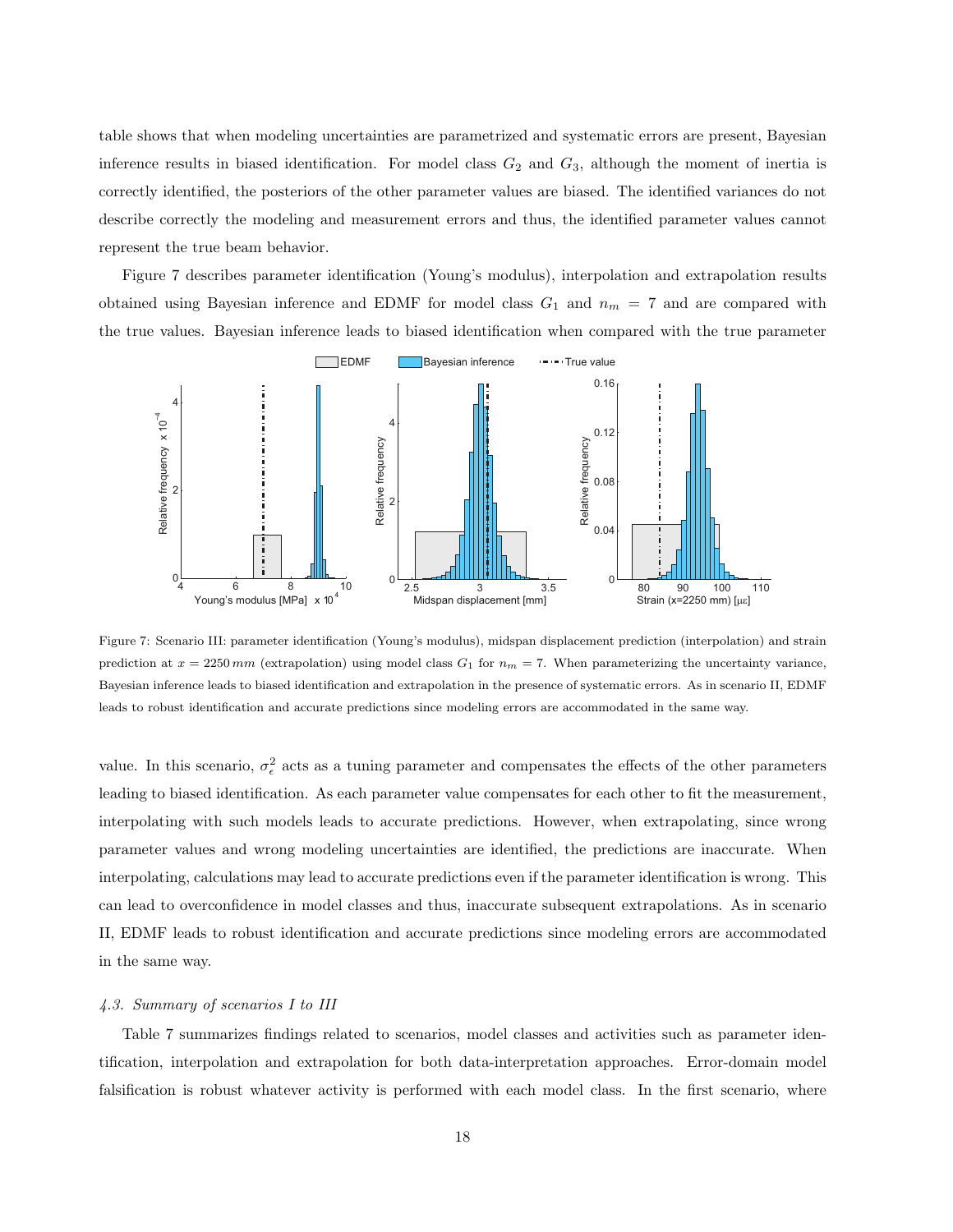table shows that when modeling uncertainties are parametrized and systematic errors are present, Bayesian inference results in biased identification. For model class $G_2$ and $G_3$, although the moment of inertia is correctly identified, the posteriors of the other parameter values are biased. The identified variances do not describe correctly the modeling and measurement errors and thus, the identified parameter values cannot represent the true beam behavior.

Figure 7 describes parameter identification (Young's modulus), interpolation and extrapolation results obtained using Bayesian inference and EDMF for model class $G_1$ and $n_m = 7$ and are compared with the true values. Bayesian inference leads to biased identification when compared with the true parameter

Figure 7: Scenario III: parameter identification (Young's modulus), midspan displacement prediction (interpolation) and strain prediction at $x = 2250\,mm$ (extrapolation) using model class $G_1$ for $n_m = 7$. When parameterizing the uncertainty variance, Bayesian inference leads to biased identification and extrapolation in the presence of systematic errors. As in scenario II, EDMF leads to robust identification and accurate predictions since modeling errors are accommodated in the same way.

value. In this scenario, $\sigma_\epsilon^2$ acts as a tuning parameter and compensates the effects of the other parameters leading to biased identification. As each parameter value compensates for each other to fit the measurement, interpolating with such models leads to accurate predictions. However, when extrapolating, since wrong parameter values and wrong modeling uncertainties are identified, the predictions are inaccurate. When interpolating, calculations may lead to accurate predictions even if the parameter identification is wrong. This can lead to overconfidence in model classes and thus, inaccurate subsequent extrapolations. As in scenario II, EDMF leads to robust identification and accurate predictions since modeling errors are accommodated in the same way.

### *4.3. Summary of scenarios I to III*

Table 7 summarizes findings related to scenarios, model classes and activities such as parameter identification, interpolation and extrapolation for both data-interpretation approaches. Error-domain model falsification is robust whatever activity is performed with each model class. In the first scenario, where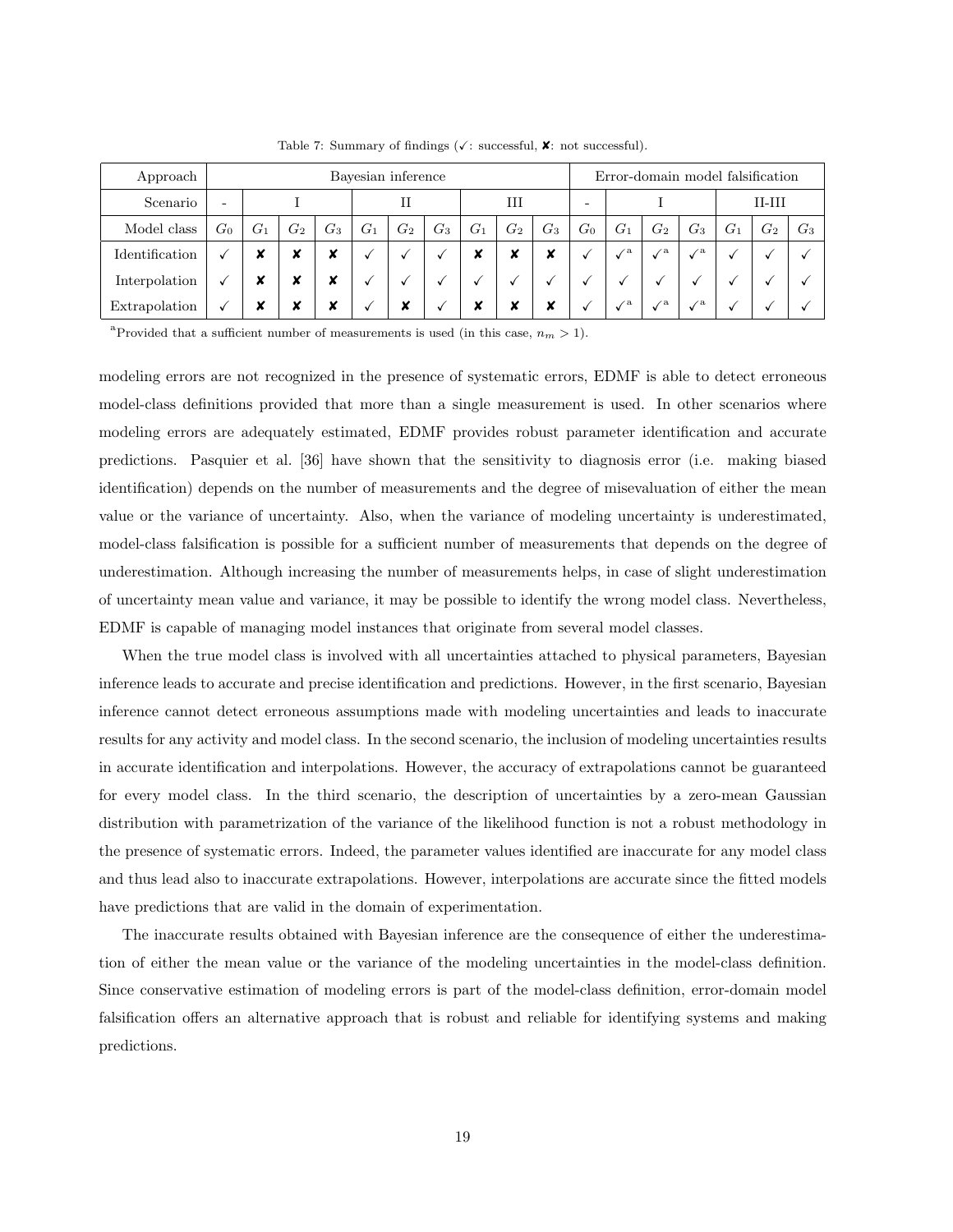Table 7: Summary of findings (✓: successful, ✘: not successful).

| Approach | Bayesian inference | | | | | | | | | | Error-domain model falsification | | | | | | |
|---|---|---|---|---|---|---|---|---|---|---|---|---|---|---|---|---|---|
| Scenario | - | I | | | II | | | III | | | - | I | | | II-III | | |
| Model class | $G_0$ | $G_1$ | $G_2$ | $G_3$ | $G_1$ | $G_2$ | $G_3$ | $G_1$ | $G_2$ | $G_3$ | $G_0$ | $G_1$ | $G_2$ | $G_3$ | $G_1$ | $G_2$ | $G_3$ |
| Identification | ✓ | ✘ | ✘ | ✘ | ✓ | ✓ | ✓ | ✘ | ✘ | ✘ | ✓ | ✓[a] | ✓[a] | ✓[a] | ✓ | ✓ | ✓ |
| Interpolation | ✓ | ✘ | ✘ | ✘ | ✓ | ✓ | ✓ | ✓ | ✓ | ✓ | ✓ | ✓ | ✓ | ✓ | ✓ | ✓ | ✓ |
| Extrapolation | ✓ | ✘ | ✘ | ✘ | ✓ | ✘ | ✓ | ✘ | ✘ | ✘ | ✓ | ✓[a] | ✓[a] | ✓[a] | ✓ | ✓ | ✓ |

[a]Provided that a sufficient number of measurements is used (in this case, $n_m > 1$).

modeling errors are not recognized in the presence of systematic errors, EDMF is able to detect erroneous model-class definitions provided that more than a single measurement is used. In other scenarios where modeling errors are adequately estimated, EDMF provides robust parameter identification and accurate predictions. Pasquier et al. [36] have shown that the sensitivity to diagnosis error (i.e. making biased identification) depends on the number of measurements and the degree of misevaluation of either the mean value or the variance of uncertainty. Also, when the variance of modeling uncertainty is underestimated, model-class falsification is possible for a sufficient number of measurements that depends on the degree of underestimation. Although increasing the number of measurements helps, in case of slight underestimation of uncertainty mean value and variance, it may be possible to identify the wrong model class. Nevertheless, EDMF is capable of managing model instances that originate from several model classes.

When the true model class is involved with all uncertainties attached to physical parameters, Bayesian inference leads to accurate and precise identification and predictions. However, in the first scenario, Bayesian inference cannot detect erroneous assumptions made with modeling uncertainties and leads to inaccurate results for any activity and model class. In the second scenario, the inclusion of modeling uncertainties results in accurate identification and interpolations. However, the accuracy of extrapolations cannot be guaranteed for every model class. In the third scenario, the description of uncertainties by a zero-mean Gaussian distribution with parametrization of the variance of the likelihood function is not a robust methodology in the presence of systematic errors. Indeed, the parameter values identified are inaccurate for any model class and thus lead also to inaccurate extrapolations. However, interpolations are accurate since the fitted models have predictions that are valid in the domain of experimentation.

The inaccurate results obtained with Bayesian inference are the consequence of either the underestimation of either the mean value or the variance of the modeling uncertainties in the model-class definition. Since conservative estimation of modeling errors is part of the model-class definition, error-domain model falsification offers an alternative approach that is robust and reliable for identifying systems and making predictions.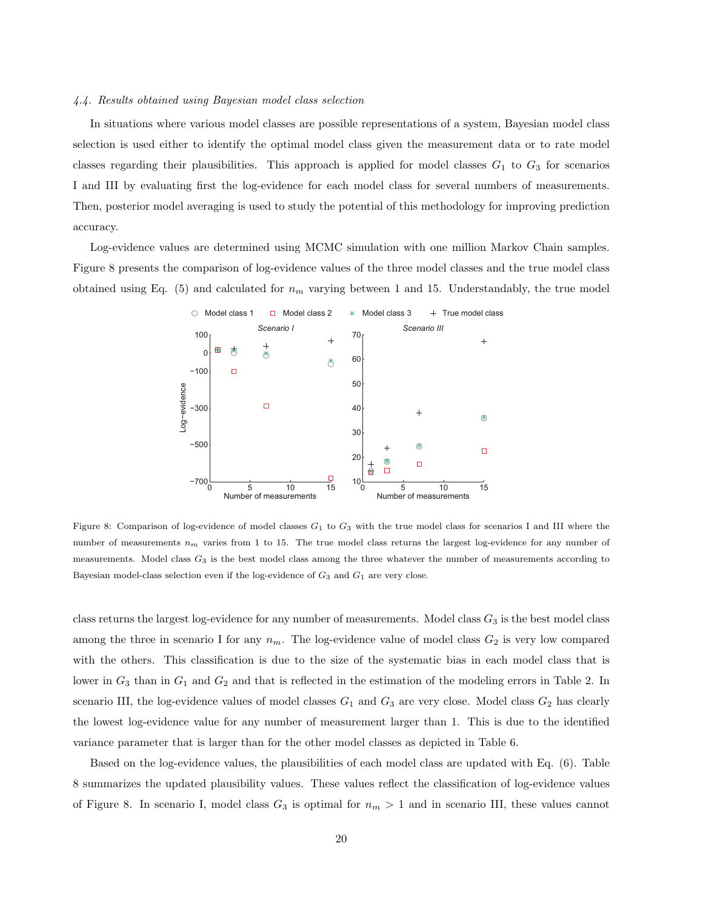### 4.4. Results obtained using Bayesian model class selection

In situations where various model classes are possible representations of a system, Bayesian model class selection is used either to identify the optimal model class given the measurement data or to rate model classes regarding their plausibilities. This approach is applied for model classes $G_1$ to $G_3$ for scenarios I and III by evaluating first the log-evidence for each model class for several numbers of measurements. Then, posterior model averaging is used to study the potential of this methodology for improving prediction accuracy.

Log-evidence values are determined using MCMC simulation with one million Markov Chain samples. Figure 8 presents the comparison of log-evidence values of the three model classes and the true model class obtained using Eq. (5) and calculated for $n_m$ varying between 1 and 15. Understandably, the true model class returns the largest log-evidence for any number of measurements. Model class $G_3$ is the best model class among the three in scenario I for any $n_m$. The log-evidence value of model class $G_2$ is very low compared with the others. This classification is due to the size of the systematic bias in each model class that is lower in $G_3$ than in $G_1$ and $G_2$ and that is reflected in the estimation of the modeling errors in Table 2. In scenario III, the log-evidence values of model classes $G_1$ and $G_3$ are very close. Model class $G_2$ has clearly the lowest log-evidence value for any number of measurement larger than 1. This is due to the identified variance parameter that is larger than for the other model classes as depicted in Table 6.

Figure 8: Comparison of log-evidence of model classes $G_1$ to $G_3$ with the true model class for scenarios I and III where the number of measurements $n_m$ varies from 1 to 15. The true model class returns the largest log-evidence for any number of measurements. Model class $G_3$ is the best model class among the three whatever the number of measurements according to Bayesian model-class selection even if the log-evidence of $G_3$ and $G_1$ are very close.

Based on the log-evidence values, the plausibilities of each model class are updated with Eq. (6). Table 8 summarizes the updated plausibility values. These values reflect the classification of log-evidence values of Figure 8. In scenario I, model class $G_3$ is optimal for $n_m > 1$ and in scenario III, these values cannot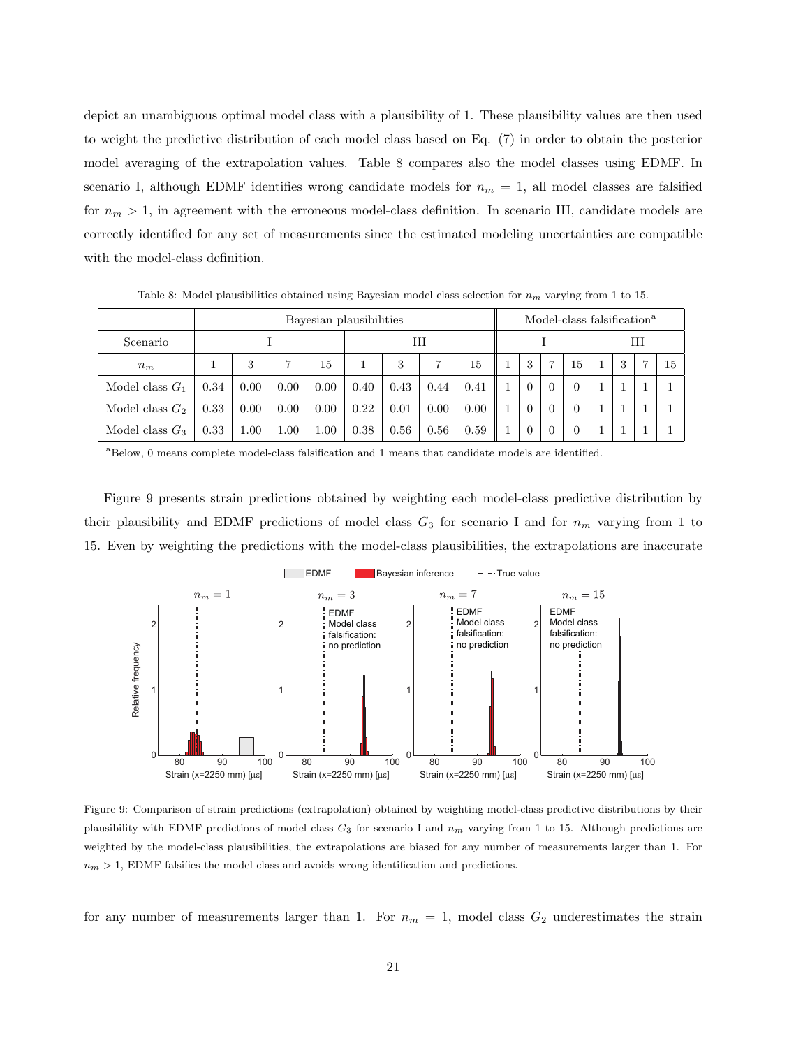depict an unambiguous optimal model class with a plausibility of 1. These plausibility values are then used to weight the predictive distribution of each model class based on Eq. (7) in order to obtain the posterior model averaging of the extrapolation values. Table 8 compares also the model classes using EDMF. In scenario I, although EDMF identifies wrong candidate models for $n_m = 1$, all model classes are falsified for $n_m > 1$, in agreement with the erroneous model-class definition. In scenario III, candidate models are correctly identified for any set of measurements since the estimated modeling uncertainties are compatible with the model-class definition.

Table 8: Model plausibilities obtained using Bayesian model class selection for $n_m$ varying from 1 to 15.

| | Bayesian plausibilities | | | | | | | | Model-class falsification[a] | | | | | | | |
|---|---|---|---|---|---|---|---|---|---|---|---|---|---|---|---|---|
| Scenario | I | | | | III | | | | I | | | | III | | | |
| $n_m$ | 1 | 3 | 7 | 15 | 1 | 3 | 7 | 15 | 1 | 3 | 7 | 15 | 1 | 3 | 7 | 15 |
| Model class $G_1$ | 0.34 | 0.00 | 0.00 | 0.00 | 0.40 | 0.43 | 0.44 | 0.41 | 1 | 0 | 0 | 0 | 1 | 1 | 1 | 1 |
| Model class $G_2$ | 0.33 | 0.00 | 0.00 | 0.00 | 0.22 | 0.01 | 0.00 | 0.00 | 1 | 0 | 0 | 0 | 1 | 1 | 1 | 1 |
| Model class $G_3$ | 0.33 | 1.00 | 1.00 | 1.00 | 0.38 | 0.56 | 0.56 | 0.59 | 1 | 0 | 0 | 0 | 1 | 1 | 1 | 1 |

[a]Below, 0 means complete model-class falsification and 1 means that candidate models are identified.

Figure 9 presents strain predictions obtained by weighting each model-class predictive distribution by their plausibility and EDMF predictions of model class $G_3$ for scenario I and for $n_m$ varying from 1 to 15. Even by weighting the predictions with the model-class plausibilities, the extrapolations are inaccurate for any number of measurements larger than 1. For $n_m = 1$, model class $G_2$ underestimates the strain

Figure 9: Comparison of strain predictions (extrapolation) obtained by weighting model-class predictive distributions by their plausibility with EDMF predictions of model class $G_3$ for scenario I and $n_m$ varying from 1 to 15. Although predictions are weighted by the model-class plausibilities, the extrapolations are biased for any number of measurements larger than 1. For $n_m > 1$, EDMF falsifies the model class and avoids wrong identification and predictions.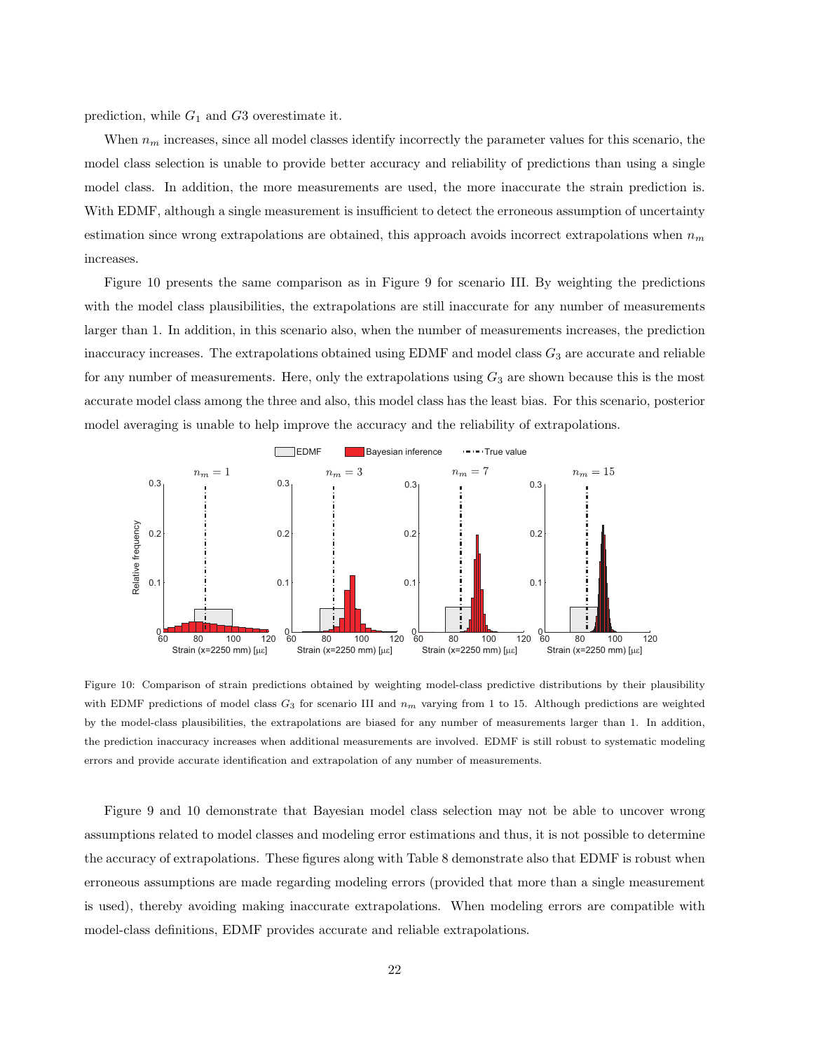prediction, while $G_1$ and $G3$ overestimate it.

When $n_m$ increases, since all model classes identify incorrectly the parameter values for this scenario, the model class selection is unable to provide better accuracy and reliability of predictions than using a single model class. In addition, the more measurements are used, the more inaccurate the strain prediction is. With EDMF, although a single measurement is insufficient to detect the erroneous assumption of uncertainty estimation since wrong extrapolations are obtained, this approach avoids incorrect extrapolations when $n_m$ increases.

Figure 10 presents the same comparison as in Figure 9 for scenario III. By weighting the predictions with the model class plausibilities, the extrapolations are still inaccurate for any number of measurements larger than 1. In addition, in this scenario also, when the number of measurements increases, the prediction inaccuracy increases. The extrapolations obtained using EDMF and model class $G_3$ are accurate and reliable for any number of measurements. Here, only the extrapolations using $G_3$ are shown because this is the most accurate model class among the three and also, this model class has the least bias. For this scenario, posterior model averaging is unable to help improve the accuracy and the reliability of extrapolations.

Figure 10: Comparison of strain predictions obtained by weighting model-class predictive distributions by their plausibility with EDMF predictions of model class $G_3$ for scenario III and $n_m$ varying from 1 to 15. Although predictions are weighted by the model-class plausibilities, the extrapolations are biased for any number of measurements larger than 1. In addition, the prediction inaccuracy increases when additional measurements are involved. EDMF is still robust to systematic modeling errors and provide accurate identification and extrapolation of any number of measurements.

Figure 9 and 10 demonstrate that Bayesian model class selection may not be able to uncover wrong assumptions related to model classes and modeling error estimations and thus, it is not possible to determine the accuracy of extrapolations. These figures along with Table 8 demonstrate also that EDMF is robust when erroneous assumptions are made regarding modeling errors (provided that more than a single measurement is used), thereby avoiding making inaccurate extrapolations. When modeling errors are compatible with model-class definitions, EDMF provides accurate and reliable extrapolations.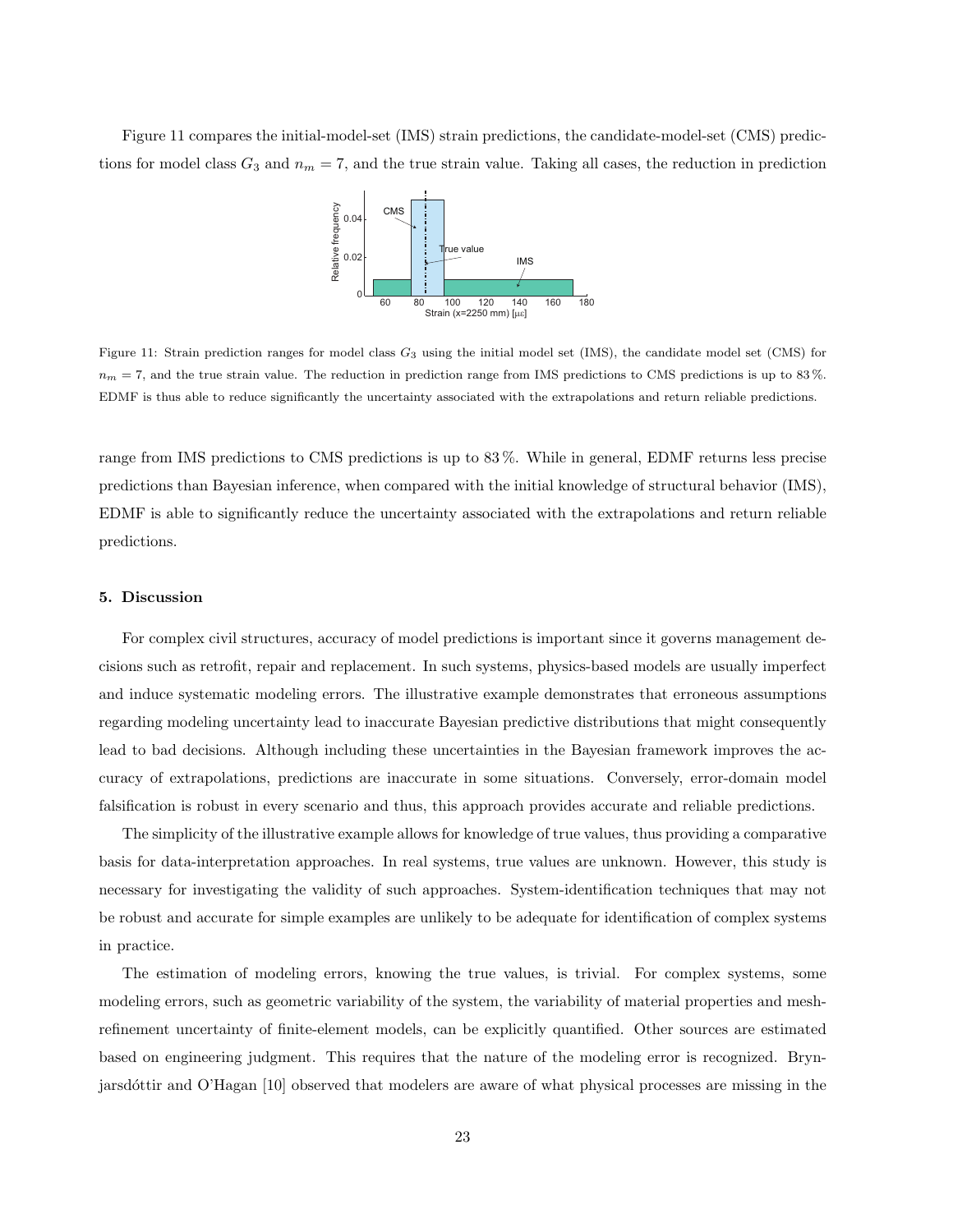Figure 11 compares the initial-model-set (IMS) strain predictions, the candidate-model-set (CMS) predictions for model class $G_3$ and $n_m = 7$, and the true strain value. Taking all cases, the reduction in prediction range from IMS predictions to CMS predictions is up to 83 %. While in general, EDMF returns less precise predictions than Bayesian inference, when compared with the initial knowledge of structural behavior (IMS), EDMF is able to significantly reduce the uncertainty associated with the extrapolations and return reliable predictions.

Figure 11: Strain prediction ranges for model class $G_3$ using the initial model set (IMS), the candidate model set (CMS) for $n_m = 7$, and the true strain value. The reduction in prediction range from IMS predictions to CMS predictions is up to 83 %. EDMF is thus able to reduce significantly the uncertainty associated with the extrapolations and return reliable predictions.

## 5. Discussion

For complex civil structures, accuracy of model predictions is important since it governs management decisions such as retrofit, repair and replacement. In such systems, physics-based models are usually imperfect and induce systematic modeling errors. The illustrative example demonstrates that erroneous assumptions regarding modeling uncertainty lead to inaccurate Bayesian predictive distributions that might consequently lead to bad decisions. Although including these uncertainties in the Bayesian framework improves the accuracy of extrapolations, predictions are inaccurate in some situations. Conversely, error-domain model falsification is robust in every scenario and thus, this approach provides accurate and reliable predictions.

The simplicity of the illustrative example allows for knowledge of true values, thus providing a comparative basis for data-interpretation approaches. In real systems, true values are unknown. However, this study is necessary for investigating the validity of such approaches. System-identification techniques that may not be robust and accurate for simple examples are unlikely to be adequate for identification of complex systems in practice.

The estimation of modeling errors, knowing the true values, is trivial. For complex systems, some modeling errors, such as geometric variability of the system, the variability of material properties and mesh-refinement uncertainty of finite-element models, can be explicitly quantified. Other sources are estimated based on engineering judgment. This requires that the nature of the modeling error is recognized. Brynjarsdóttir and O'Hagan [10] observed that modelers are aware of what physical processes are missing in the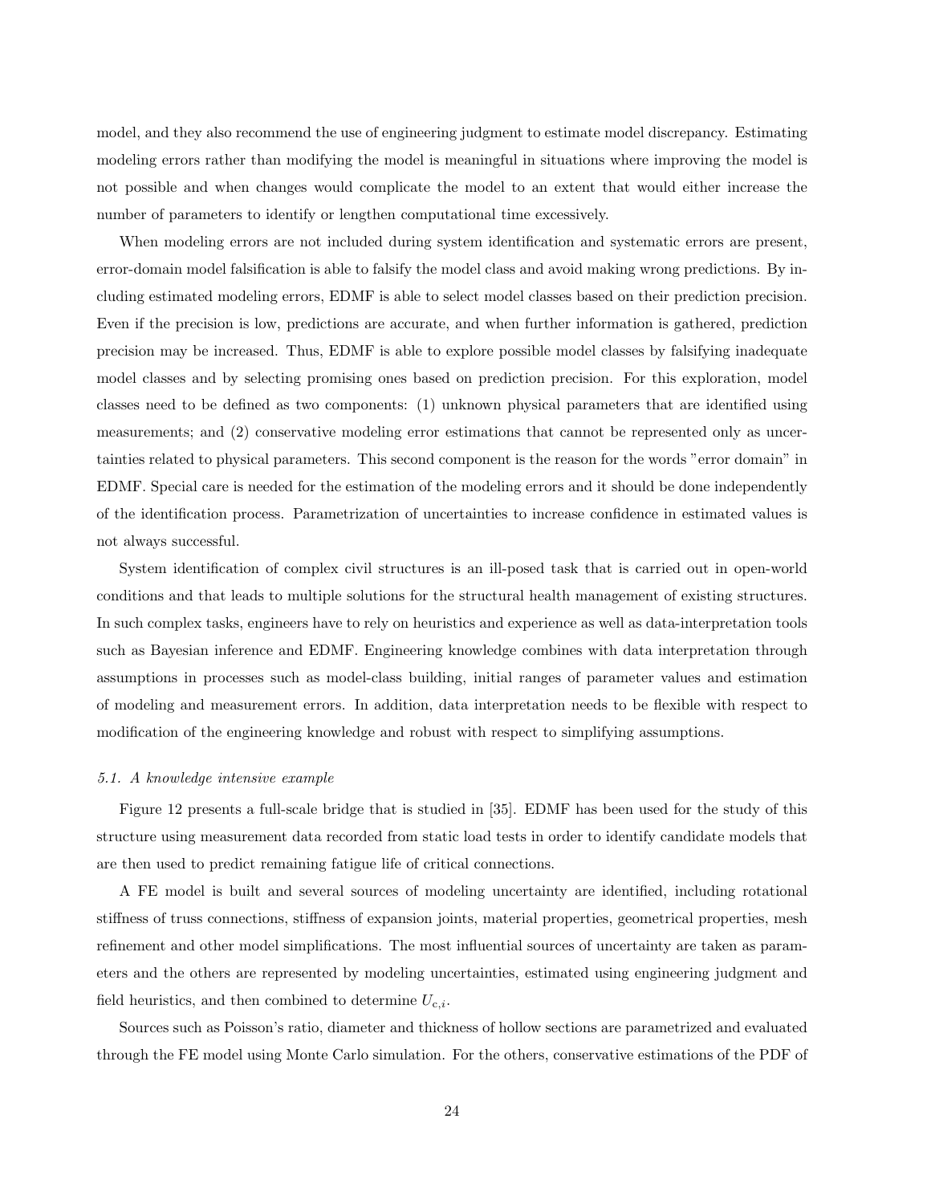model, and they also recommend the use of engineering judgment to estimate model discrepancy. Estimating modeling errors rather than modifying the model is meaningful in situations where improving the model is not possible and when changes would complicate the model to an extent that would either increase the number of parameters to identify or lengthen computational time excessively.

When modeling errors are not included during system identification and systematic errors are present, error-domain model falsification is able to falsify the model class and avoid making wrong predictions. By including estimated modeling errors, EDMF is able to select model classes based on their prediction precision. Even if the precision is low, predictions are accurate, and when further information is gathered, prediction precision may be increased. Thus, EDMF is able to explore possible model classes by falsifying inadequate model classes and by selecting promising ones based on prediction precision. For this exploration, model classes need to be defined as two components: (1) unknown physical parameters that are identified using measurements; and (2) conservative modeling error estimations that cannot be represented only as uncertainties related to physical parameters. This second component is the reason for the words "error domain" in EDMF. Special care is needed for the estimation of the modeling errors and it should be done independently of the identification process. Parametrization of uncertainties to increase confidence in estimated values is not always successful.

System identification of complex civil structures is an ill-posed task that is carried out in open-world conditions and that leads to multiple solutions for the structural health management of existing structures. In such complex tasks, engineers have to rely on heuristics and experience as well as data-interpretation tools such as Bayesian inference and EDMF. Engineering knowledge combines with data interpretation through assumptions in processes such as model-class building, initial ranges of parameter values and estimation of modeling and measurement errors. In addition, data interpretation needs to be flexible with respect to modification of the engineering knowledge and robust with respect to simplifying assumptions.

### *5.1. A knowledge intensive example*

Figure 12 presents a full-scale bridge that is studied in [35]. EDMF has been used for the study of this structure using measurement data recorded from static load tests in order to identify candidate models that are then used to predict remaining fatigue life of critical connections.

A FE model is built and several sources of modeling uncertainty are identified, including rotational stiffness of truss connections, stiffness of expansion joints, material properties, geometrical properties, mesh refinement and other model simplifications. The most influential sources of uncertainty are taken as parameters and the others are represented by modeling uncertainties, estimated using engineering judgment and field heuristics, and then combined to determine $U_{c,i}$.

Sources such as Poisson's ratio, diameter and thickness of hollow sections are parametrized and evaluated through the FE model using Monte Carlo simulation. For the others, conservative estimations of the PDF of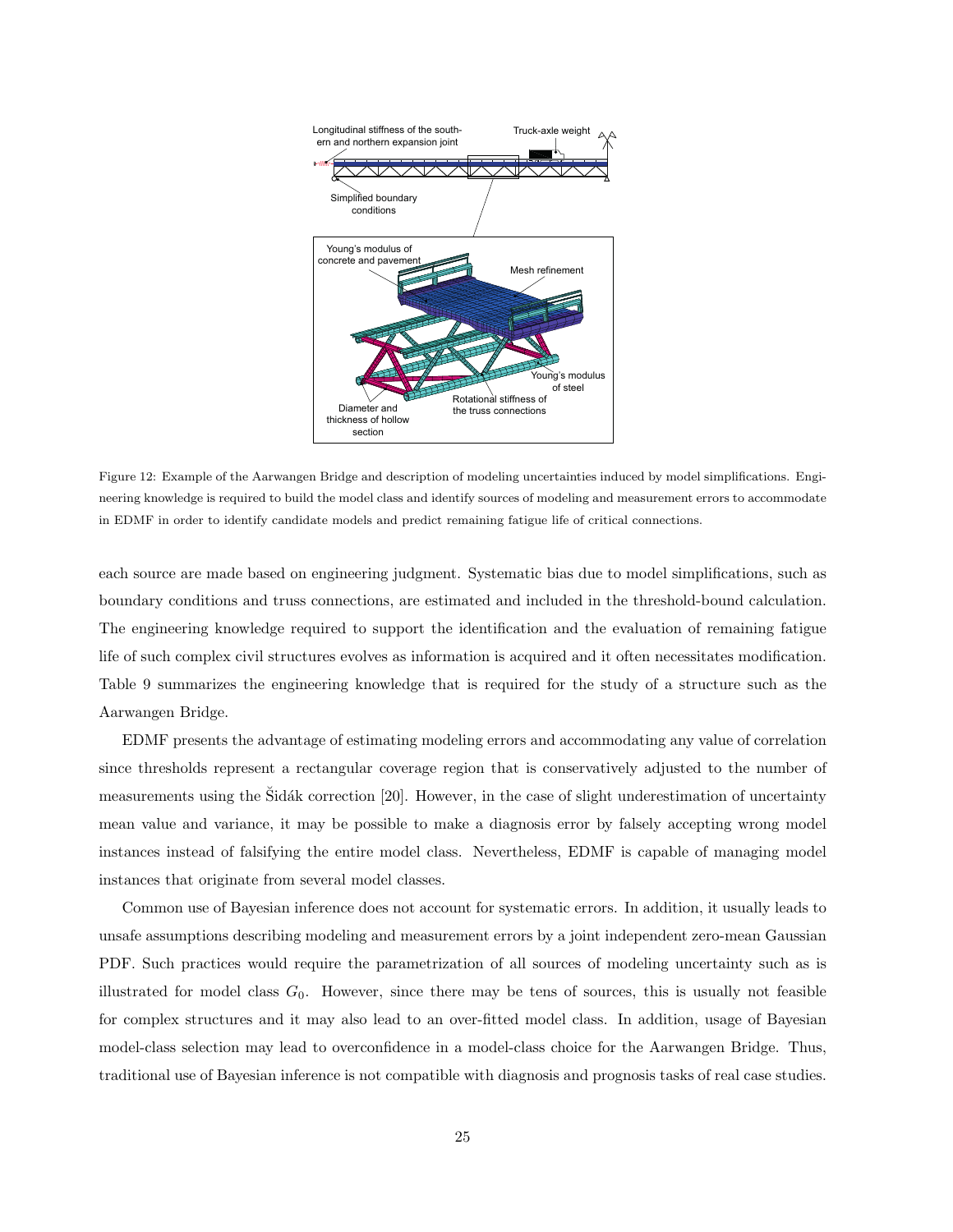Figure 12: Example of the Aarwangen Bridge and description of modeling uncertainties induced by model simplifications. Engineering knowledge is required to build the model class and identify sources of modeling and measurement errors to accommodate in EDMF in order to identify candidate models and predict remaining fatigue life of critical connections.

each source are made based on engineering judgment. Systematic bias due to model simplifications, such as boundary conditions and truss connections, are estimated and included in the threshold-bound calculation. The engineering knowledge required to support the identification and the evaluation of remaining fatigue life of such complex civil structures evolves as information is acquired and it often necessitates modification. Table 9 summarizes the engineering knowledge that is required for the study of a structure such as the Aarwangen Bridge.

EDMF presents the advantage of estimating modeling errors and accommodating any value of correlation since thresholds represent a rectangular coverage region that is conservatively adjusted to the number of measurements using the Šidák correction [20]. However, in the case of slight underestimation of uncertainty mean value and variance, it may be possible to make a diagnosis error by falsely accepting wrong model instances instead of falsifying the entire model class. Nevertheless, EDMF is capable of managing model instances that originate from several model classes.

Common use of Bayesian inference does not account for systematic errors. In addition, it usually leads to unsafe assumptions describing modeling and measurement errors by a joint independent zero-mean Gaussian PDF. Such practices would require the parametrization of all sources of modeling uncertainty such as is illustrated for model class $G_0$. However, since there may be tens of sources, this is usually not feasible for complex structures and it may also lead to an over-fitted model class. In addition, usage of Bayesian model-class selection may lead to overconfidence in a model-class choice for the Aarwangen Bridge. Thus, traditional use of Bayesian inference is not compatible with diagnosis and prognosis tasks of real case studies.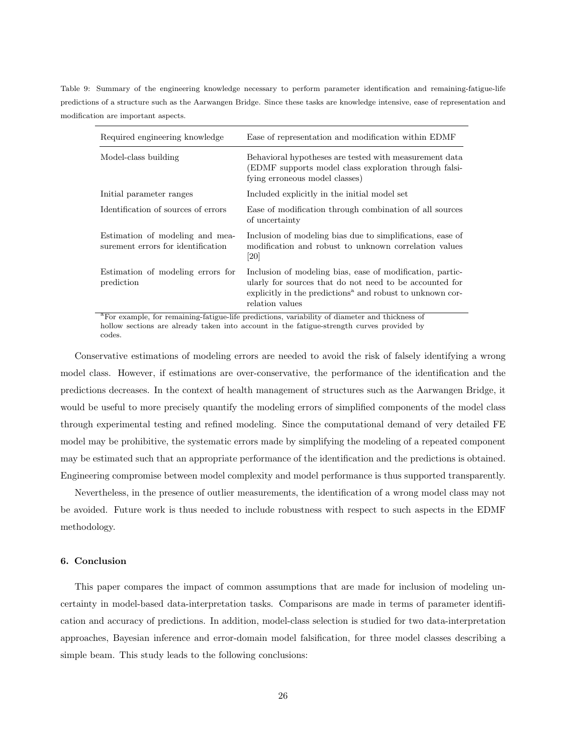Table 9: Summary of the engineering knowledge necessary to perform parameter identification and remaining-fatigue-life predictions of a structure such as the Aarwangen Bridge. Since these tasks are knowledge intensive, ease of representation and modification are important aspects.

| Required engineering knowledge | Ease of representation and modification within EDMF |
|---|---|
| Model-class building | Behavioral hypotheses are tested with measurement data (EDMF supports model class exploration through falsifying erroneous model classes) |
| Initial parameter ranges | Included explicitly in the initial model set |
| Identification of sources of errors | Ease of modification through combination of all sources of uncertainty |
| Estimation of modeling and measurement errors for identification | Inclusion of modeling bias due to simplifications, ease of modification and robust to unknown correlation values [20] |
| Estimation of modeling errors for prediction | Inclusion of modeling bias, ease of modification, particularly for sources that do not need to be accounted for explicitly in the predictions[a] and robust to unknown correlation values |

[a]For example, for remaining-fatigue-life predictions, variability of diameter and thickness of hollow sections are already taken into account in the fatigue-strength curves provided by codes.

Conservative estimations of modeling errors are needed to avoid the risk of falsely identifying a wrong model class. However, if estimations are over-conservative, the performance of the identification and the predictions decreases. In the context of health management of structures such as the Aarwangen Bridge, it would be useful to more precisely quantify the modeling errors of simplified components of the model class through experimental testing and refined modeling. Since the computational demand of very detailed FE model may be prohibitive, the systematic errors made by simplifying the modeling of a repeated component may be estimated such that an appropriate performance of the identification and the predictions is obtained. Engineering compromise between model complexity and model performance is thus supported transparently.

Nevertheless, in the presence of outlier measurements, the identification of a wrong model class may not be avoided. Future work is thus needed to include robustness with respect to such aspects in the EDMF methodology.

## 6. Conclusion

This paper compares the impact of common assumptions that are made for inclusion of modeling uncertainty in model-based data-interpretation tasks. Comparisons are made in terms of parameter identification and accuracy of predictions. In addition, model-class selection is studied for two data-interpretation approaches, Bayesian inference and error-domain model falsification, for three model classes describing a simple beam. This study leads to the following conclusions: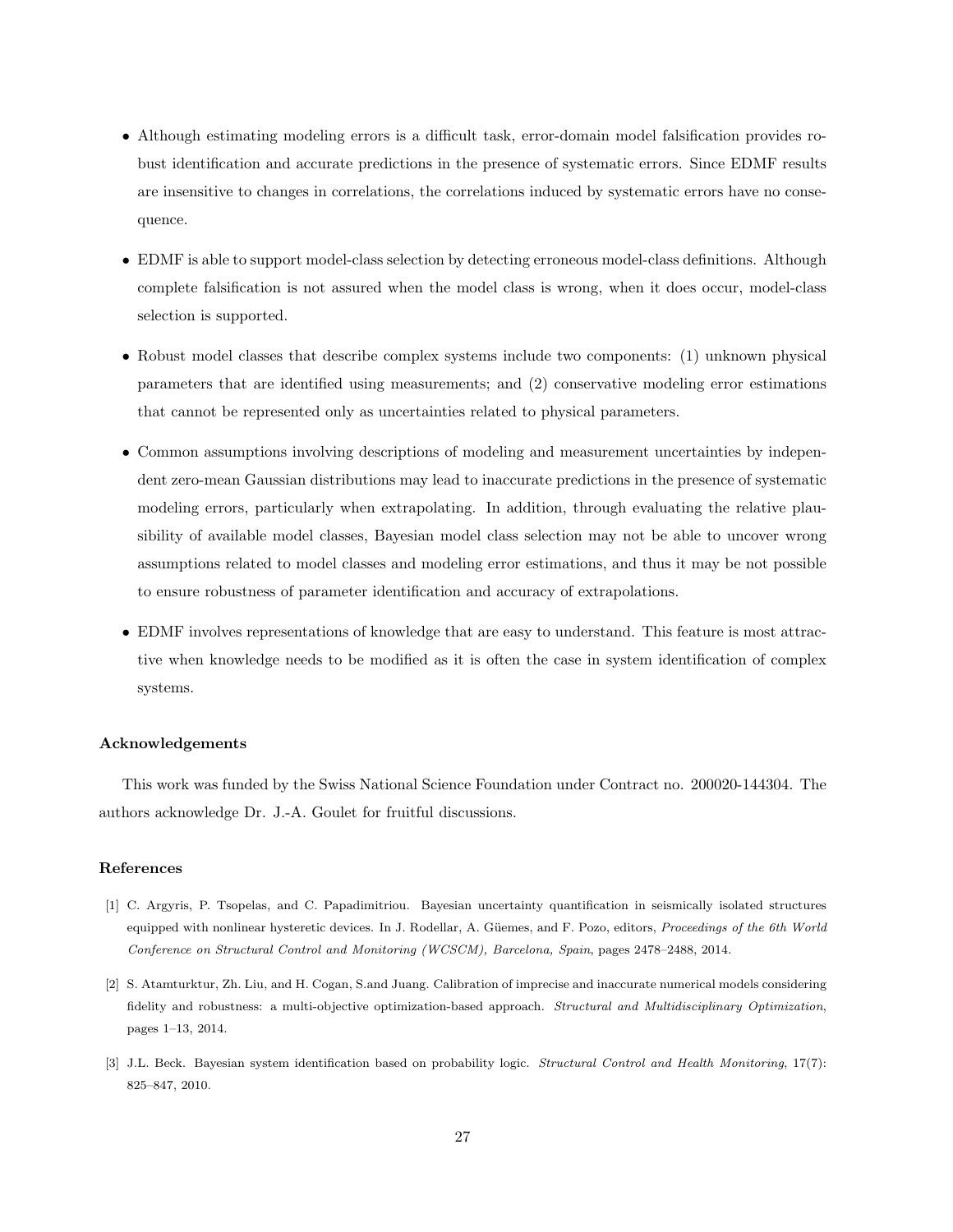- Although estimating modeling errors is a difficult task, error-domain model falsification provides robust identification and accurate predictions in the presence of systematic errors. Since EDMF results are insensitive to changes in correlations, the correlations induced by systematic errors have no consequence.

- EDMF is able to support model-class selection by detecting erroneous model-class definitions. Although complete falsification is not assured when the model class is wrong, when it does occur, model-class selection is supported.

- Robust model classes that describe complex systems include two components: (1) unknown physical parameters that are identified using measurements; and (2) conservative modeling error estimations that cannot be represented only as uncertainties related to physical parameters.

- Common assumptions involving descriptions of modeling and measurement uncertainties by independent zero-mean Gaussian distributions may lead to inaccurate predictions in the presence of systematic modeling errors, particularly when extrapolating. In addition, through evaluating the relative plausibility of available model classes, Bayesian model class selection may not be able to uncover wrong assumptions related to model classes and modeling error estimations, and thus it may be not possible to ensure robustness of parameter identification and accuracy of extrapolations.

- EDMF involves representations of knowledge that are easy to understand. This feature is most attractive when knowledge needs to be modified as it is often the case in system identification of complex systems.

### Acknowledgements

This work was funded by the Swiss National Science Foundation under Contract no. 200020-144304. The authors acknowledge Dr. J.-A. Goulet for fruitful discussions.

### References

[1] C. Argyris, P. Tsopelas, and C. Papadimitriou. Bayesian uncertainty quantification in seismically isolated structures equipped with nonlinear hysteretic devices. In J. Rodellar, A. Güemes, and F. Pozo, editors, *Proceedings of the 6th World Conference on Structural Control and Monitoring (WCSCM), Barcelona, Spain*, pages 2478–2488, 2014.

[2] S. Atamturktur, Zh. Liu, and H. Cogan, S.and Juang. Calibration of imprecise and inaccurate numerical models considering fidelity and robustness: a multi-objective optimization-based approach. *Structural and Multidisciplinary Optimization*, pages 1–13, 2014.

[3] J.L. Beck. Bayesian system identification based on probability logic. *Structural Control and Health Monitoring*, 17(7): 825–847, 2010.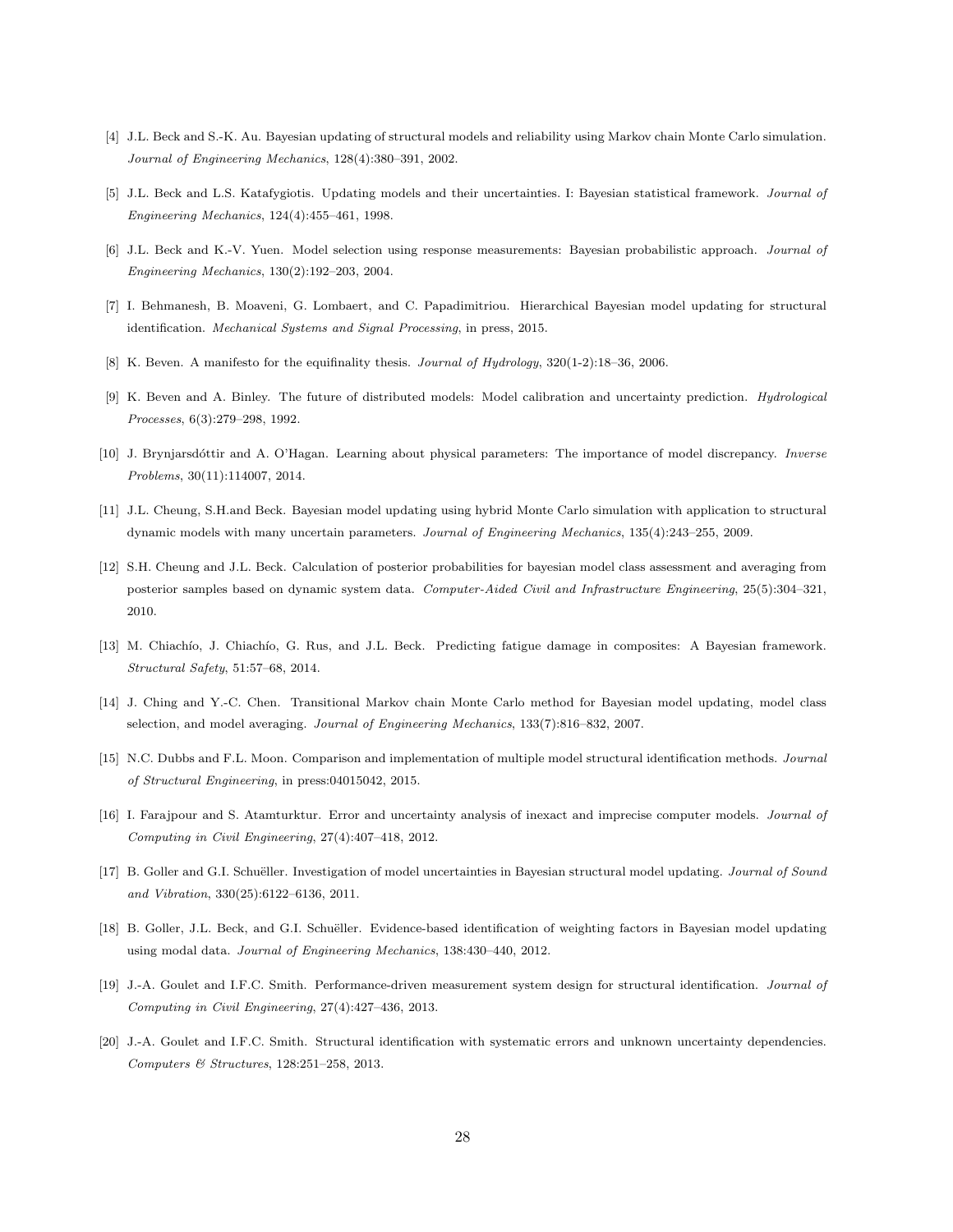[4] J.L. Beck and S.-K. Au. Bayesian updating of structural models and reliability using Markov chain Monte Carlo simulation. *Journal of Engineering Mechanics*, 128(4):380–391, 2002.

[5] J.L. Beck and L.S. Katafygiotis. Updating models and their uncertainties. I: Bayesian statistical framework. *Journal of Engineering Mechanics*, 124(4):455–461, 1998.

[6] J.L. Beck and K.-V. Yuen. Model selection using response measurements: Bayesian probabilistic approach. *Journal of Engineering Mechanics*, 130(2):192–203, 2004.

[7] I. Behmanesh, B. Moaveni, G. Lombaert, and C. Papadimitriou. Hierarchical Bayesian model updating for structural identification. *Mechanical Systems and Signal Processing*, in press, 2015.

[8] K. Beven. A manifesto for the equifinality thesis. *Journal of Hydrology*, 320(1-2):18–36, 2006.

[9] K. Beven and A. Binley. The future of distributed models: Model calibration and uncertainty prediction. *Hydrological Processes*, 6(3):279–298, 1992.

[10] J. Brynjarsdóttir and A. O'Hagan. Learning about physical parameters: The importance of model discrepancy. *Inverse Problems*, 30(11):114007, 2014.

[11] J.L. Cheung, S.H.and Beck. Bayesian model updating using hybrid Monte Carlo simulation with application to structural dynamic models with many uncertain parameters. *Journal of Engineering Mechanics*, 135(4):243–255, 2009.

[12] S.H. Cheung and J.L. Beck. Calculation of posterior probabilities for bayesian model class assessment and averaging from posterior samples based on dynamic system data. *Computer-Aided Civil and Infrastructure Engineering*, 25(5):304–321, 2010.

[13] M. Chiachío, J. Chiachío, G. Rus, and J.L. Beck. Predicting fatigue damage in composites: A Bayesian framework. *Structural Safety*, 51:57–68, 2014.

[14] J. Ching and Y.-C. Chen. Transitional Markov chain Monte Carlo method for Bayesian model updating, model class selection, and model averaging. *Journal of Engineering Mechanics*, 133(7):816–832, 2007.

[15] N.C. Dubbs and F.L. Moon. Comparison and implementation of multiple model structural identification methods. *Journal of Structural Engineering*, in press:04015042, 2015.

[16] I. Farajpour and S. Atamturktur. Error and uncertainty analysis of inexact and imprecise computer models. *Journal of Computing in Civil Engineering*, 27(4):407–418, 2012.

[17] B. Goller and G.I. Schuëller. Investigation of model uncertainties in Bayesian structural model updating. *Journal of Sound and Vibration*, 330(25):6122–6136, 2011.

[18] B. Goller, J.L. Beck, and G.I. Schuëller. Evidence-based identification of weighting factors in Bayesian model updating using modal data. *Journal of Engineering Mechanics*, 138:430–440, 2012.

[19] J.-A. Goulet and I.F.C. Smith. Performance-driven measurement system design for structural identification. *Journal of Computing in Civil Engineering*, 27(4):427–436, 2013.

[20] J.-A. Goulet and I.F.C. Smith. Structural identification with systematic errors and unknown uncertainty dependencies. *Computers & Structures*, 128:251–258, 2013.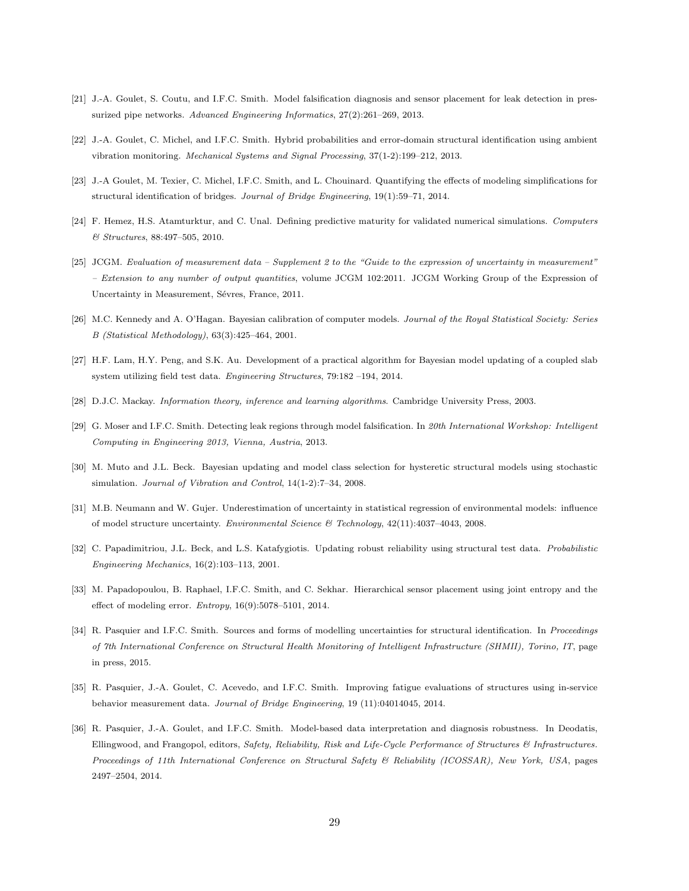[21] J.-A. Goulet, S. Coutu, and I.F.C. Smith. Model falsification diagnosis and sensor placement for leak detection in pressurized pipe networks. *Advanced Engineering Informatics*, 27(2):261–269, 2013.

[22] J.-A. Goulet, C. Michel, and I.F.C. Smith. Hybrid probabilities and error-domain structural identification using ambient vibration monitoring. *Mechanical Systems and Signal Processing*, 37(1-2):199–212, 2013.

[23] J.-A Goulet, M. Texier, C. Michel, I.F.C. Smith, and L. Chouinard. Quantifying the effects of modeling simplifications for structural identification of bridges. *Journal of Bridge Engineering*, 19(1):59–71, 2014.

[24] F. Hemez, H.S. Atamturktur, and C. Unal. Defining predictive maturity for validated numerical simulations. *Computers & Structures*, 88:497–505, 2010.

[25] JCGM. *Evaluation of measurement data – Supplement 2 to the "Guide to the expression of uncertainty in measurement" – Extension to any number of output quantities*, volume JCGM 102:2011. JCGM Working Group of the Expression of Uncertainty in Measurement, Sévres, France, 2011.

[26] M.C. Kennedy and A. O'Hagan. Bayesian calibration of computer models. *Journal of the Royal Statistical Society: Series B (Statistical Methodology)*, 63(3):425–464, 2001.

[27] H.F. Lam, H.Y. Peng, and S.K. Au. Development of a practical algorithm for Bayesian model updating of a coupled slab system utilizing field test data. *Engineering Structures*, 79:182 –194, 2014.

[28] D.J.C. Mackay. *Information theory, inference and learning algorithms.* Cambridge University Press, 2003.

[29] G. Moser and I.F.C. Smith. Detecting leak regions through model falsification. In *20th International Workshop: Intelligent Computing in Engineering 2013, Vienna, Austria*, 2013.

[30] M. Muto and J.L. Beck. Bayesian updating and model class selection for hysteretic structural models using stochastic simulation. *Journal of Vibration and Control*, 14(1-2):7–34, 2008.

[31] M.B. Neumann and W. Gujer. Underestimation of uncertainty in statistical regression of environmental models: influence of model structure uncertainty. *Environmental Science & Technology*, 42(11):4037–4043, 2008.

[32] C. Papadimitriou, J.L. Beck, and L.S. Katafygiotis. Updating robust reliability using structural test data. *Probabilistic Engineering Mechanics*, 16(2):103–113, 2001.

[33] M. Papadopoulou, B. Raphael, I.F.C. Smith, and C. Sekhar. Hierarchical sensor placement using joint entropy and the effect of modeling error. *Entropy*, 16(9):5078–5101, 2014.

[34] R. Pasquier and I.F.C. Smith. Sources and forms of modelling uncertainties for structural identification. In *Proceedings of 7th International Conference on Structural Health Monitoring of Intelligent Infrastructure (SHMII), Torino, IT*, page in press, 2015.

[35] R. Pasquier, J.-A. Goulet, C. Acevedo, and I.F.C. Smith. Improving fatigue evaluations of structures using in-service behavior measurement data. *Journal of Bridge Engineering*, 19 (11):04014045, 2014.

[36] R. Pasquier, J.-A. Goulet, and I.F.C. Smith. Model-based data interpretation and diagnosis robustness. In Deodatis, Ellingwood, and Frangopol, editors, *Safety, Reliability, Risk and Life-Cycle Performance of Structures & Infrastructures. Proceedings of 11th International Conference on Structural Safety & Reliability (ICOSSAR), New York, USA*, pages 2497–2504, 2014.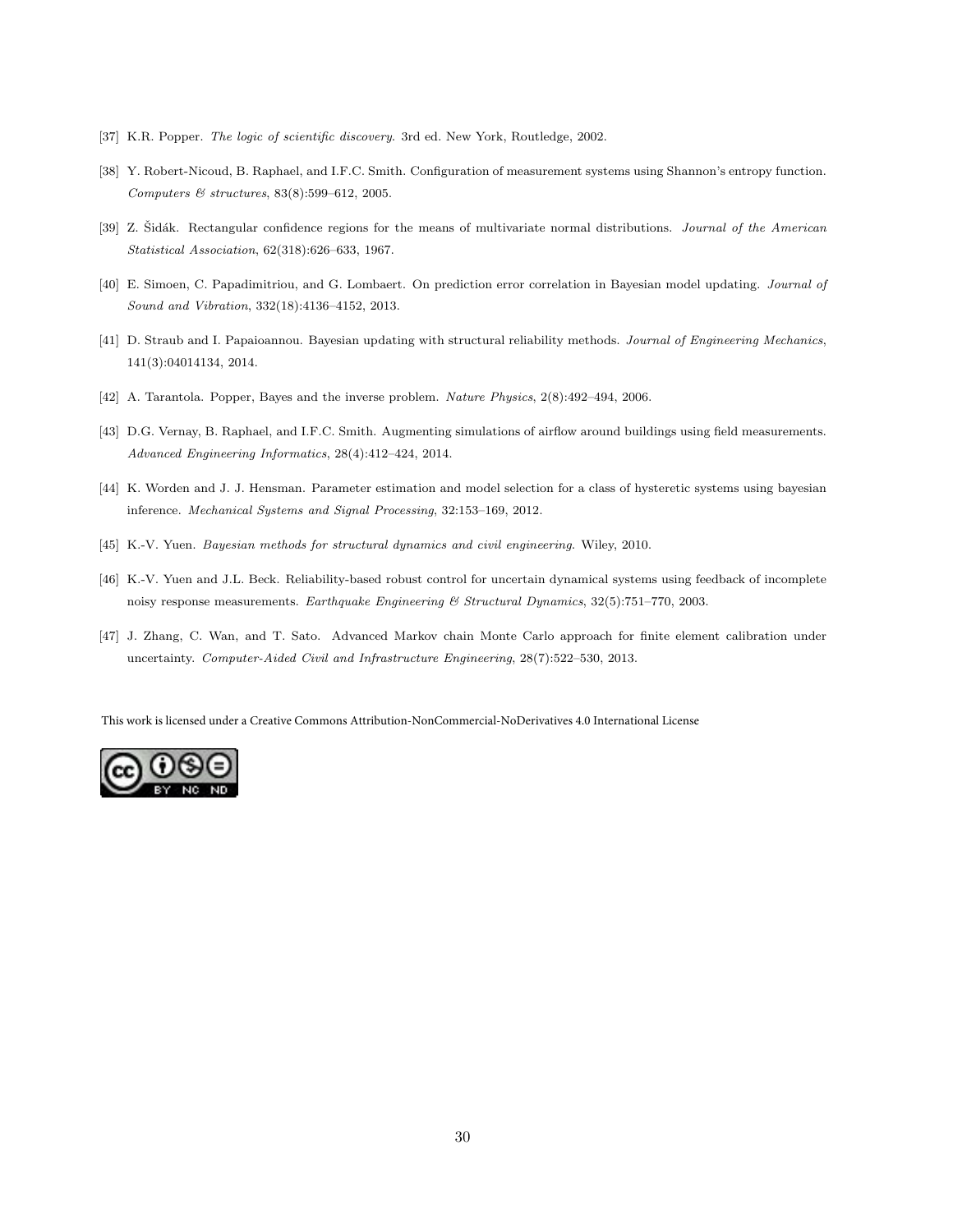[37] K.R. Popper. *The logic of scientific discovery*. 3rd ed. New York, Routledge, 2002.

[38] Y. Robert-Nicoud, B. Raphael, and I.F.C. Smith. Configuration of measurement systems using Shannon's entropy function. *Computers & structures*, 83(8):599–612, 2005.

[39] Z. Šidák. Rectangular confidence regions for the means of multivariate normal distributions. *Journal of the American Statistical Association*, 62(318):626–633, 1967.

[40] E. Simoen, C. Papadimitriou, and G. Lombaert. On prediction error correlation in Bayesian model updating. *Journal of Sound and Vibration*, 332(18):4136–4152, 2013.

[41] D. Straub and I. Papaioannou. Bayesian updating with structural reliability methods. *Journal of Engineering Mechanics*, 141(3):04014134, 2014.

[42] A. Tarantola. Popper, Bayes and the inverse problem. *Nature Physics*, 2(8):492–494, 2006.

[43] D.G. Vernay, B. Raphael, and I.F.C. Smith. Augmenting simulations of airflow around buildings using field measurements. *Advanced Engineering Informatics*, 28(4):412–424, 2014.

[44] K. Worden and J. J. Hensman. Parameter estimation and model selection for a class of hysteretic systems using bayesian inference. *Mechanical Systems and Signal Processing*, 32:153–169, 2012.

[45] K.-V. Yuen. *Bayesian methods for structural dynamics and civil engineering*. Wiley, 2010.

[46] K.-V. Yuen and J.L. Beck. Reliability-based robust control for uncertain dynamical systems using feedback of incomplete noisy response measurements. *Earthquake Engineering & Structural Dynamics*, 32(5):751–770, 2003.

[47] J. Zhang, C. Wan, and T. Sato. Advanced Markov chain Monte Carlo approach for finite element calibration under uncertainty. *Computer-Aided Civil and Infrastructure Engineering*, 28(7):522–530, 2013.

This work is licensed under a Creative Commons Attribution-NonCommercial-NoDerivatives 4.0 International License